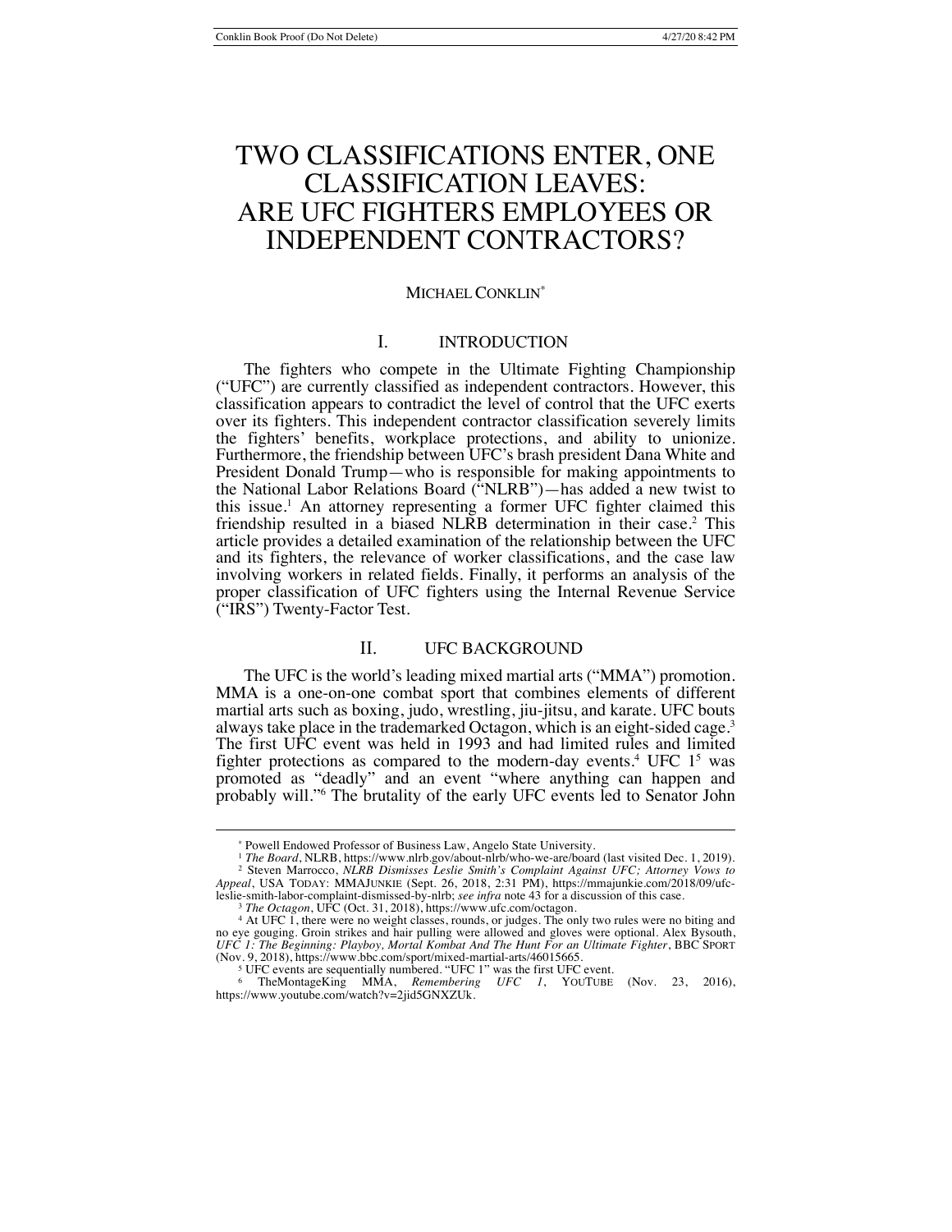# TWO CLASSIFICATIONS ENTER, ONE CLASSIFICATION LEAVES: ARE UFC FIGHTERS EMPLOYEES OR INDEPENDENT CONTRACTORS?

MICHAEL CONKLIN[*]

## I. INTRODUCTION

The fighters who compete in the Ultimate Fighting Championship ("UFC") are currently classified as independent contractors. However, this classification appears to contradict the level of control that the UFC exerts over its fighters. This independent contractor classification severely limits the fighters' benefits, workplace protections, and ability to unionize. Furthermore, the friendship between UFC's brash president Dana White and President Donald Trump—who is responsible for making appointments to the National Labor Relations Board ("NLRB")—has added a new twist to this issue.[1] An attorney representing a former UFC fighter claimed this friendship resulted in a biased NLRB determination in their case.[2] This article provides a detailed examination of the relationship between the UFC and its fighters, the relevance of worker classifications, and the case law involving workers in related fields. Finally, it performs an analysis of the proper classification of UFC fighters using the Internal Revenue Service ("IRS") Twenty-Factor Test.

## II. UFC BACKGROUND

The UFC is the world's leading mixed martial arts ("MMA") promotion. MMA is a one-on-one combat sport that combines elements of different martial arts such as boxing, judo, wrestling, jiu-jitsu, and karate. UFC bouts always take place in the trademarked Octagon, which is an eight-sided cage.[3] The first UFC event was held in 1993 and had limited rules and limited fighter protections as compared to the modern-day events.[4] UFC 1[5] was promoted as "deadly" and an event "where anything can happen and probably will."[6] The brutality of the early UFC events led to Senator John

---

[*] Powell Endowed Professor of Business Law, Angelo State University.

[1] *The Board*, NLRB, https://www.nlrb.gov/about-nlrb/who-we-are/board (last visited Dec. 1, 2019).

[2] Steven Marrocco, *NLRB Dismisses Leslie Smith's Complaint Against UFC; Attorney Vows to Appeal*, USA TODAY: MMAJUNKIE (Sept. 26, 2018, 2:31 PM), https://mmajunkie.com/2018/09/ufc-leslie-smith-labor-complaint-dismissed-by-nlrb; *see infra* note 43 for a discussion of this case.

[3] *The Octagon*, UFC (Oct. 31, 2018), https://www.ufc.com/octagon.

[4] At UFC 1, there were no weight classes, rounds, or judges. The only two rules were no biting and no eye gouging. Groin strikes and hair pulling were allowed and gloves were optional. Alex Bysouth, *UFC 1: The Beginning: Playboy, Mortal Kombat And The Hunt For an Ultimate Fighter*, BBC SPORT (Nov. 9, 2018), https://www.bbc.com/sport/mixed-martial-arts/46015665.

[5] UFC events are sequentially numbered. "UFC 1" was the first UFC event.

[6] TheMontageKing MMA, *Remembering UFC 1*, YOUTUBE (Nov. 23, 2016), https://www.youtube.com/watch?v=2jid5GNXZUk.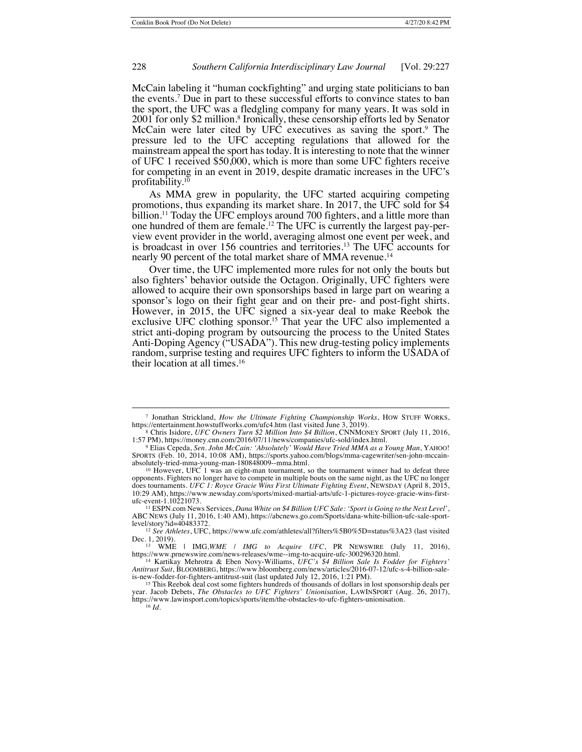McCain labeling it "human cockfighting" and urging state politicians to ban the events.[7] Due in part to these successful efforts to convince states to ban the sport, the UFC was a fledgling company for many years. It was sold in 2001 for only $2 million.[8] Ironically, these censorship efforts led by Senator McCain were later cited by UFC executives as saving the sport.[9] The pressure led to the UFC accepting regulations that allowed for the mainstream appeal the sport has today. It is interesting to note that the winner of UFC 1 received $50,000, which is more than some UFC fighters receive for competing in an event in 2019, despite dramatic increases in the UFC's profitability.[10]

As MMA grew in popularity, the UFC started acquiring competing promotions, thus expanding its market share. In 2017, the UFC sold for $4 billion.[11] Today the UFC employs around 700 fighters, and a little more than one hundred of them are female.[12] The UFC is currently the largest pay-per-view event provider in the world, averaging almost one event per week, and is broadcast in over 156 countries and territories.[13] The UFC accounts for nearly 90 percent of the total market share of MMA revenue.[14]

Over time, the UFC implemented more rules for not only the bouts but also fighters' behavior outside the Octagon. Originally, UFC fighters were allowed to acquire their own sponsorships based in large part on wearing a sponsor's logo on their fight gear and on their pre- and post-fight shirts. However, in 2015, the UFC signed a six-year deal to make Reebok the exclusive UFC clothing sponsor.[15] That year the UFC also implemented a strict anti-doping program by outsourcing the process to the United States Anti-Doping Agency ("USADA"). This new drug-testing policy implements random, surprise testing and requires UFC fighters to inform the USADA of their location at all times.[16]

---

[7] Jonathan Strickland, *How the Ultimate Fighting Championship Works*, HOW STUFF WORKS, https://entertainment.howstuffworks.com/ufc4.htm (last visited June 3, 2019).

[8] Chris Isidore, *UFC Owners Turn $2 Million Into $4 Billion*, CNNMONEY SPORT (July 11, 2016, 1:57 PM), https://money.cnn.com/2016/07/11/news/companies/ufc-sold/index.html.

[9] Elias Cepeda, *Sen. John McCain: 'Absolutely' Would Have Tried MMA as a Young Man*, YAHOO! SPORTS (Feb. 10, 2014, 10:08 AM), https://sports.yahoo.com/blogs/mma-cagewriter/sen-john-mccain-absolutely-tried-mma-young-man-180848009--mma.html.

[10] However, UFC 1 was an eight-man tournament, so the tournament winner had to defeat three opponents. Fighters no longer have to compete in multiple bouts on the same night, as the UFC no longer does tournaments. *UFC 1: Royce Gracie Wins First Ultimate Fighting Event*, NEWSDAY (April 8, 2015, 10:29 AM), https://www.newsday.com/sports/mixed-martial-arts/ufc-1-pictures-royce-gracie-wins-first-ufc-event-1.10221073.

[11] ESPN.com News Services, *Dana White on $4 Billion UFC Sale: 'Sport is Going to the Next Level'*, ABC NEWS (July 11, 2016, 1:40 AM), https://abcnews.go.com/Sports/dana-white-billion-ufc-sale-sport-level/story?id=40483372.

[12] *See Athletes*, UFC, https://www.ufc.com/athletes/all?filters%5B0%5D=status%3A23 (last visited Dec. 1, 2019).

[13] WME | IMG,*WME | IMG to Acquire UFC*, PR NEWSWIRE (July 11, 2016), https://www.prnewswire.com/news-releases/wme--img-to-acquire-ufc-300296320.html.

[14] Kartikay Mehrotra & Eben Novy-Williams, *UFC's $4 Billion Sale Is Fodder for Fighters' Antitrust Suit*, BLOOMBERG, https://www.bloomberg.com/news/articles/2016-07-12/ufc-s-4-billion-sale-is-new-fodder-for-fighters-antitrust-suit (last updated July 12, 2016, 1:21 PM).

[15] This Reebok deal cost some fighters hundreds of thousands of dollars in lost sponsorship deals per year. Jacob Debets, *The Obstacles to UFC Fighters' Unionisation*, LAWINSPORT (Aug. 26, 2017), https://www.lawinsport.com/topics/sports/item/the-obstacles-to-ufc-fighters-unionisation.

[16] *Id.*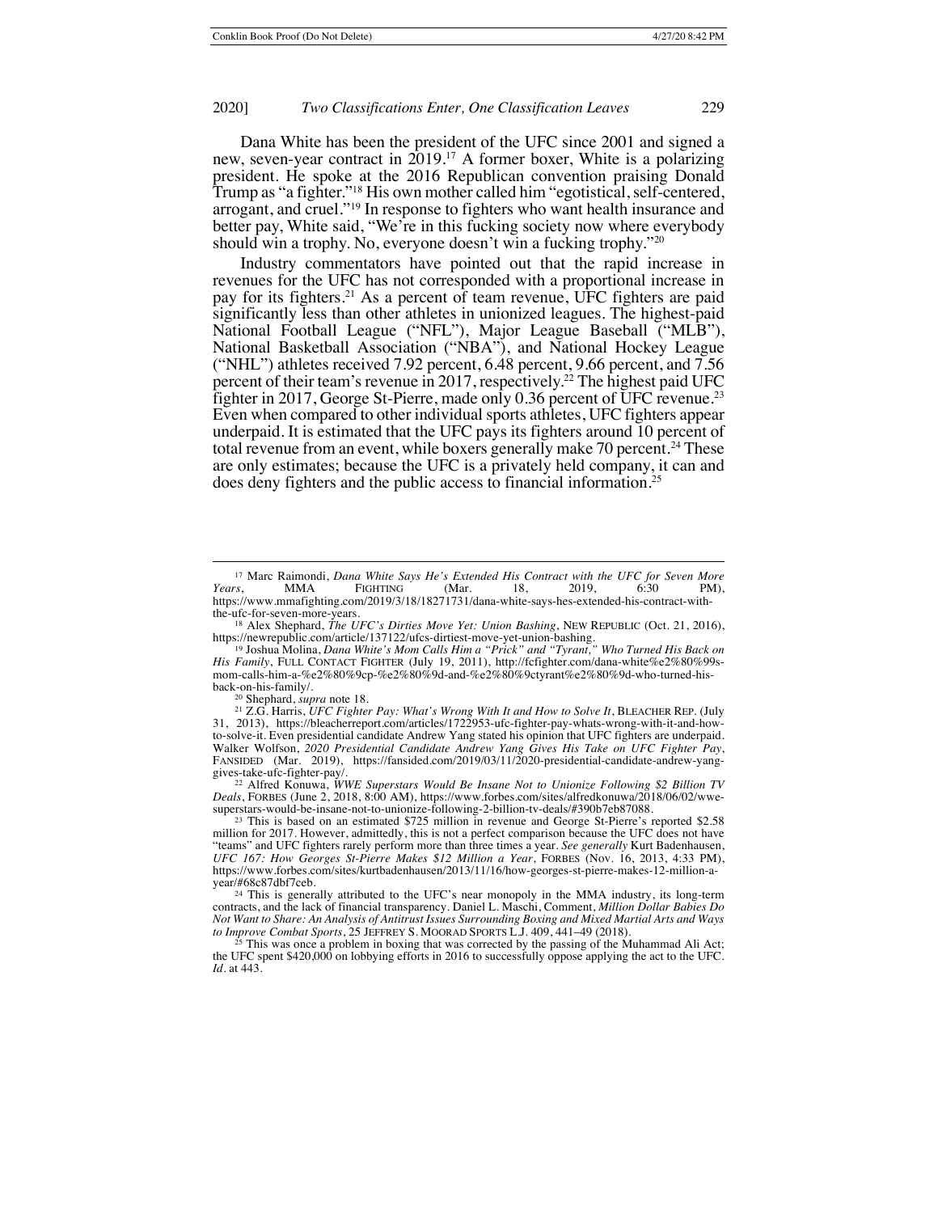Dana White has been the president of the UFC since 2001 and signed a new, seven-year contract in 2019.[17] A former boxer, White is a polarizing president. He spoke at the 2016 Republican convention praising Donald Trump as "a fighter."[18] His own mother called him "egotistical, self-centered, arrogant, and cruel."[19] In response to fighters who want health insurance and better pay, White said, "We're in this fucking society now where everybody should win a trophy. No, everyone doesn't win a fucking trophy."[20]

Industry commentators have pointed out that the rapid increase in revenues for the UFC has not corresponded with a proportional increase in pay for its fighters.[21] As a percent of team revenue, UFC fighters are paid significantly less than other athletes in unionized leagues. The highest-paid National Football League ("NFL"), Major League Baseball ("MLB"), National Basketball Association ("NBA"), and National Hockey League ("NHL") athletes received 7.92 percent, 6.48 percent, 9.66 percent, and 7.56 percent of their team's revenue in 2017, respectively.[22] The highest paid UFC fighter in 2017, George St-Pierre, made only 0.36 percent of UFC revenue.[23] Even when compared to other individual sports athletes, UFC fighters appear underpaid. It is estimated that the UFC pays its fighters around 10 percent of total revenue from an event, while boxers generally make 70 percent.[24] These are only estimates; because the UFC is a privately held company, it can and does deny fighters and the public access to financial information.[25]

---

[17] Marc Raimondi, *Dana White Says He's Extended His Contract with the UFC for Seven More Years*, MMA FIGHTING (Mar. 18, 2019, 6:30 PM), https://www.mmafighting.com/2019/3/18/18271731/dana-white-says-hes-extended-his-contract-with-the-ufc-for-seven-more-years.

[18] Alex Shephard, *The UFC's Dirties Move Yet: Union Bashing*, NEW REPUBLIC (Oct. 21, 2016), https://newrepublic.com/article/137122/ufcs-dirtiest-move-yet-union-bashing.

[19] Joshua Molina, *Dana White's Mom Calls Him a "Prick" and "Tyrant," Who Turned His Back on His Family*, FULL CONTACT FIGHTER (July 19, 2011), http://fcfighter.com/dana-white%e2%80%99s-mom-calls-him-a-%e2%80%9cp-%e2%80%9d-and-%e2%80%9ctyrant%e2%80%9d-who-turned-his-back-on-his-family/.

[20] Shephard, *supra* note 18.

[21] Z.G. Harris, *UFC Fighter Pay: What's Wrong With It and How to Solve It*, BLEACHER REP. (July 31, 2013), https://bleacherreport.com/articles/1722953-ufc-fighter-pay-whats-wrong-with-it-and-how-to-solve-it. Even presidential candidate Andrew Yang stated his opinion that UFC fighters are underpaid. Walker Wolfson, *2020 Presidential Candidate Andrew Yang Gives His Take on UFC Fighter Pay*, FANSIDED (Mar. 2019), https://fansided.com/2019/03/11/2020-presidential-candidate-andrew-yang-gives-take-ufc-fighter-pay/.

[22] Alfred Konuwa, *WWE Superstars Would Be Insane Not to Unionize Following $2 Billion TV Deals*, FORBES (June 2, 2018, 8:00 AM), https://www.forbes.com/sites/alfredkonuwa/2018/06/02/wwe-superstars-would-be-insane-not-to-unionize-following-2-billion-tv-deals/#390b7eb87088.

[23] This is based on an estimated $725 million in revenue and George St-Pierre's reported $2.58 million for 2017. However, admittedly, this is not a perfect comparison because the UFC does not have "teams" and UFC fighters rarely perform more than three times a year. *See generally* Kurt Badenhausen, *UFC 167: How Georges St-Pierre Makes $12 Million a Year*, FORBES (Nov. 16, 2013, 4:33 PM), https://www.forbes.com/sites/kurtbadenhausen/2013/11/16/how-georges-st-pierre-makes-12-million-a-year/#68c87dbf7ceb.

[24] This is generally attributed to the UFC's near monopoly in the MMA industry, its long-term contracts, and the lack of financial transparency. Daniel L. Maschi, Comment, *Million Dollar Babies Do Not Want to Share: An Analysis of Antitrust Issues Surrounding Boxing and Mixed Martial Arts and Ways to Improve Combat Sports*, 25 JEFFREY S. MOORAD SPORTS L.J. 409, 441–49 (2018).

[25] This was once a problem in boxing that was corrected by the passing of the Muhammad Ali Act; the UFC spent $420,000 on lobbying efforts in 2016 to successfully oppose applying the act to the UFC. *Id.* at 443.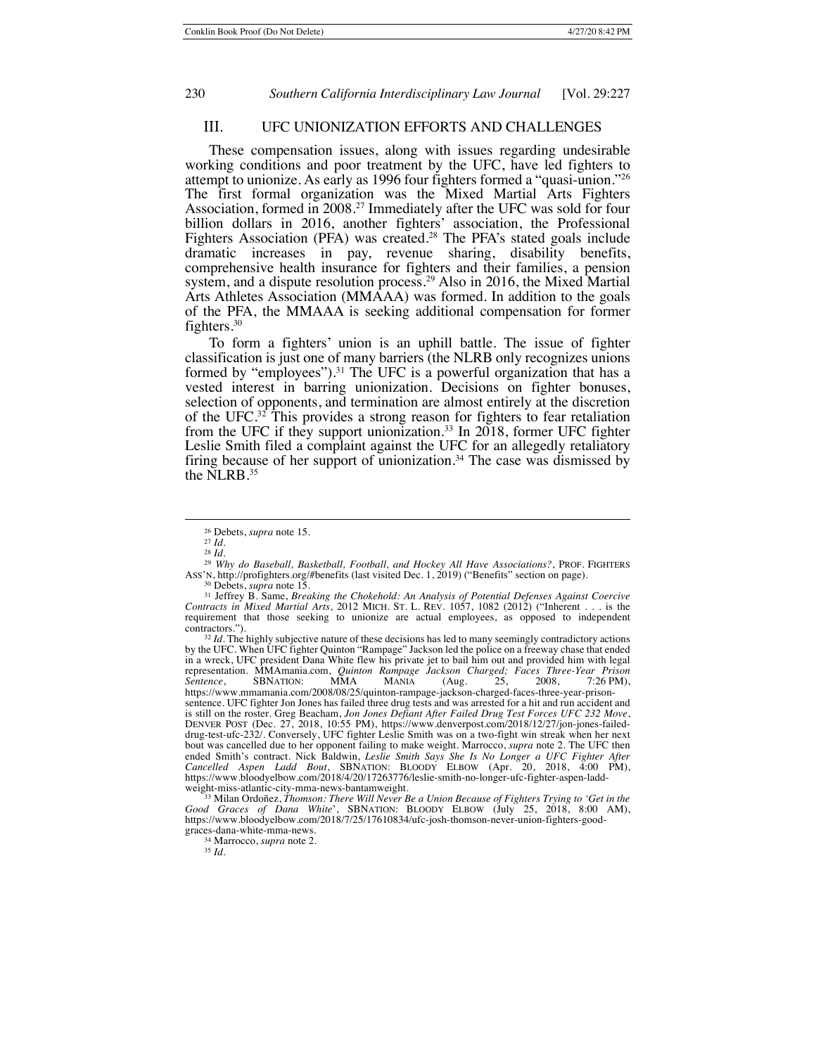## III. UFC UNIONIZATION EFFORTS AND CHALLENGES

These compensation issues, along with issues regarding undesirable working conditions and poor treatment by the UFC, have led fighters to attempt to unionize. As early as 1996 four fighters formed a "quasi-union."[26] The first formal organization was the Mixed Martial Arts Fighters Association, formed in 2008.[27] Immediately after the UFC was sold for four billion dollars in 2016, another fighters' association, the Professional Fighters Association (PFA) was created.[28] The PFA's stated goals include dramatic increases in pay, revenue sharing, disability benefits, comprehensive health insurance for fighters and their families, a pension system, and a dispute resolution process.[29] Also in 2016, the Mixed Martial Arts Athletes Association (MMAAA) was formed. In addition to the goals of the PFA, the MMAAA is seeking additional compensation for former fighters.[30]

To form a fighters' union is an uphill battle. The issue of fighter classification is just one of many barriers (the NLRB only recognizes unions formed by "employees").[31] The UFC is a powerful organization that has a vested interest in barring unionization. Decisions on fighter bonuses, selection of opponents, and termination are almost entirely at the discretion of the UFC.[32] This provides a strong reason for fighters to fear retaliation from the UFC if they support unionization.[33] In 2018, former UFC fighter Leslie Smith filed a complaint against the UFC for an allegedly retaliatory firing because of her support of unionization.[34] The case was dismissed by the NLRB.[35]

---

[26] Debets, *supra* note 15.

[27] *Id.*

[28] *Id.*

[29] *Why do Baseball, Basketball, Football, and Hockey All Have Associations?*, PROF. FIGHTERS ASS'N, http://profighters.org/#benefits (last visited Dec. 1, 2019) ("Benefits" section on page).

[30] Debets, *supra* note 15.

[31] Jeffrey B. Same, *Breaking the Chokehold: An Analysis of Potential Defenses Against Coercive Contracts in Mixed Martial Arts*, 2012 MICH. ST. L. REV. 1057, 1082 (2012) ("Inherent . . . is the requirement that those seeking to unionize are actual employees, as opposed to independent contractors.").

[32] *Id.* The highly subjective nature of these decisions has led to many seemingly contradictory actions by the UFC. When UFC fighter Quinton "Rampage" Jackson led the police on a freeway chase that ended in a wreck, UFC president Dana White flew his private jet to bail him out and provided him with legal representation. MMAmania.com, *Quinton Rampage Jackson Charged; Faces Three-Year Prison Sentence*, SBNATION: MMA MANIA (Aug. 25, 2008, 7:26 PM), https://www.mmamania.com/2008/08/25/quinton-rampage-jackson-charged-faces-three-year-prison-sentence. UFC fighter Jon Jones has failed three drug tests and was arrested for a hit and run accident and is still on the roster. Greg Beacham, *Jon Jones Defiant After Failed Drug Test Forces UFC 232 Move*, DENVER POST (Dec. 27, 2018, 10:55 PM), https://www.denverpost.com/2018/12/27/jon-jones-failed-drug-test-ufc-232/. Conversely, UFC fighter Leslie Smith was on a two-fight win streak when her next bout was cancelled due to her opponent failing to make weight. Marrocco, *supra* note 2. The UFC then ended Smith's contract. Nick Baldwin, *Leslie Smith Says She Is No Longer a UFC Fighter After Cancelled Aspen Ladd Bout*, SBNATION: BLOODY ELBOW (Apr. 20, 2018, 4:00 PM), https://www.bloodyelbow.com/2018/4/20/17263776/leslie-smith-no-longer-ufc-fighter-aspen-ladd-weight-miss-atlantic-city-mma-news-bantamweight.

[33] Milan Ordoñez, *Thomson: There Will Never Be a Union Because of Fighters Trying to 'Get in the Good Graces of Dana White'*, SBNATION: BLOODY ELBOW (July 25, 2018, 8:00 AM), https://www.bloodyelbow.com/2018/7/25/17610834/ufc-josh-thomson-never-union-fighters-good-graces-dana-white-mma-news.

[34] Marrocco, *supra* note 2.

[35] *Id.*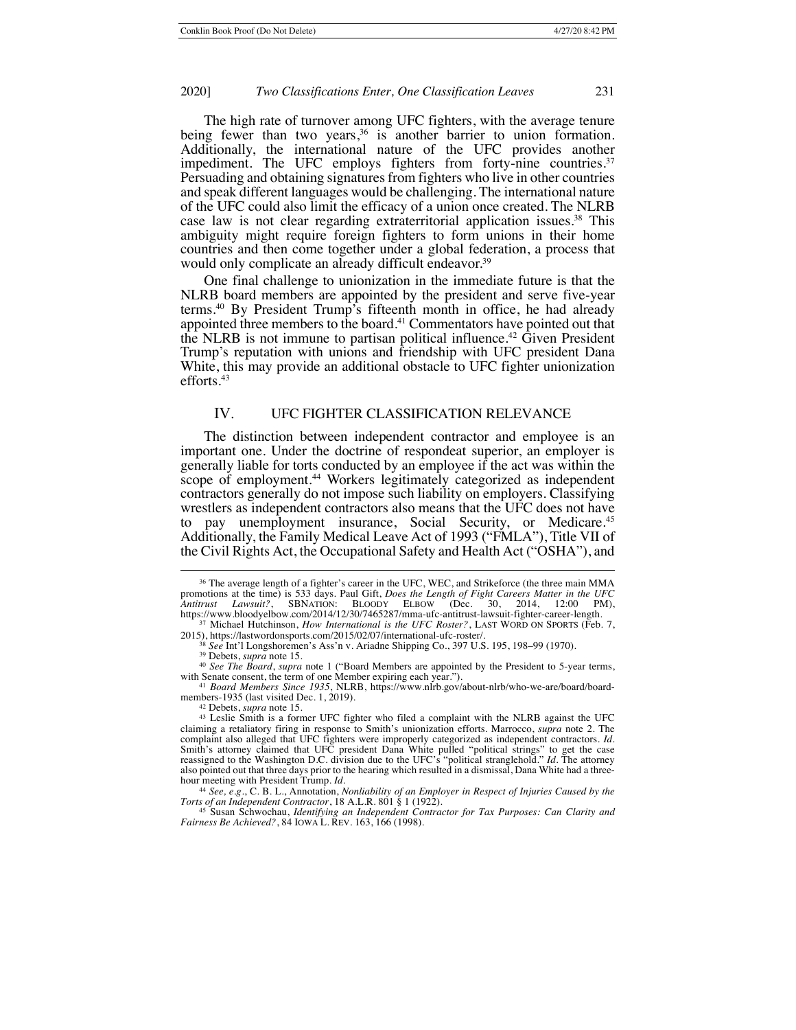The high rate of turnover among UFC fighters, with the average tenure being fewer than two years,[36] is another barrier to union formation. Additionally, the international nature of the UFC provides another impediment. The UFC employs fighters from forty-nine countries.[37] Persuading and obtaining signatures from fighters who live in other countries and speak different languages would be challenging. The international nature of the UFC could also limit the efficacy of a union once created. The NLRB case law is not clear regarding extraterritorial application issues.[38] This ambiguity might require foreign fighters to form unions in their home countries and then come together under a global federation, a process that would only complicate an already difficult endeavor.[39]

One final challenge to unionization in the immediate future is that the NLRB board members are appointed by the president and serve five-year terms.[40] By President Trump's fifteenth month in office, he had already appointed three members to the board.[41] Commentators have pointed out that the NLRB is not immune to partisan political influence.[42] Given President Trump's reputation with unions and friendship with UFC president Dana White, this may provide an additional obstacle to UFC fighter unionization efforts.[43]

## IV. UFC FIGHTER CLASSIFICATION RELEVANCE

The distinction between independent contractor and employee is an important one. Under the doctrine of respondeat superior, an employer is generally liable for torts conducted by an employee if the act was within the scope of employment.[44] Workers legitimately categorized as independent contractors generally do not impose such liability on employers. Classifying wrestlers as independent contractors also means that the UFC does not have to pay unemployment insurance, Social Security, or Medicare.[45] Additionally, the Family Medical Leave Act of 1993 ("FMLA"), Title VII of the Civil Rights Act, the Occupational Safety and Health Act ("OSHA"), and

---

[36] The average length of a fighter's career in the UFC, WEC, and Strikeforce (the three main MMA promotions at the time) is 533 days. Paul Gift, *Does the Length of Fight Careers Matter in the UFC Antitrust Lawsuit?*, SBNATION: BLOODY ELBOW (Dec. 30, 2014, 12:00 PM), https://www.bloodyelbow.com/2014/12/30/7465287/mma-ufc-antitrust-lawsuit-fighter-career-length.

[37] Michael Hutchinson, *How International is the UFC Roster?*, LAST WORD ON SPORTS (Feb. 7, 2015), https://lastwordonsports.com/2015/02/07/international-ufc-roster/.

[38] *See* Int'l Longshoremen's Ass'n v. Ariadne Shipping Co., 397 U.S. 195, 198–99 (1970).

[39] Debets, *supra* note 15.

[40] *See The Board*, *supra* note 1 ("Board Members are appointed by the President to 5-year terms, with Senate consent, the term of one Member expiring each year.").

[41] *Board Members Since 1935*, NLRB, https://www.nlrb.gov/about-nlrb/who-we-are/board/board-members-1935 (last visited Dec. 1, 2019).

[42] Debets, *supra* note 15.

[43] Leslie Smith is a former UFC fighter who filed a complaint with the NLRB against the UFC claiming a retaliatory firing in response to Smith's unionization efforts. Marrocco, *supra* note 2. The complaint also alleged that UFC fighters were improperly categorized as independent contractors. *Id.* Smith's attorney claimed that UFC president Dana White pulled "political strings" to get the case reassigned to the Washington D.C. division due to the UFC's "political stranglehold." *Id.* The attorney also pointed out that three days prior to the hearing which resulted in a dismissal, Dana White had a three-hour meeting with President Trump. *Id.*

[44] *See, e.g.*, C. B. L., Annotation, *Nonliability of an Employer in Respect of Injuries Caused by the Torts of an Independent Contractor*, 18 A.L.R. 801 § 1 (1922).

[45] Susan Schwochau, *Identifying an Independent Contractor for Tax Purposes: Can Clarity and Fairness Be Achieved?*, 84 IOWA L. REV. 163, 166 (1998).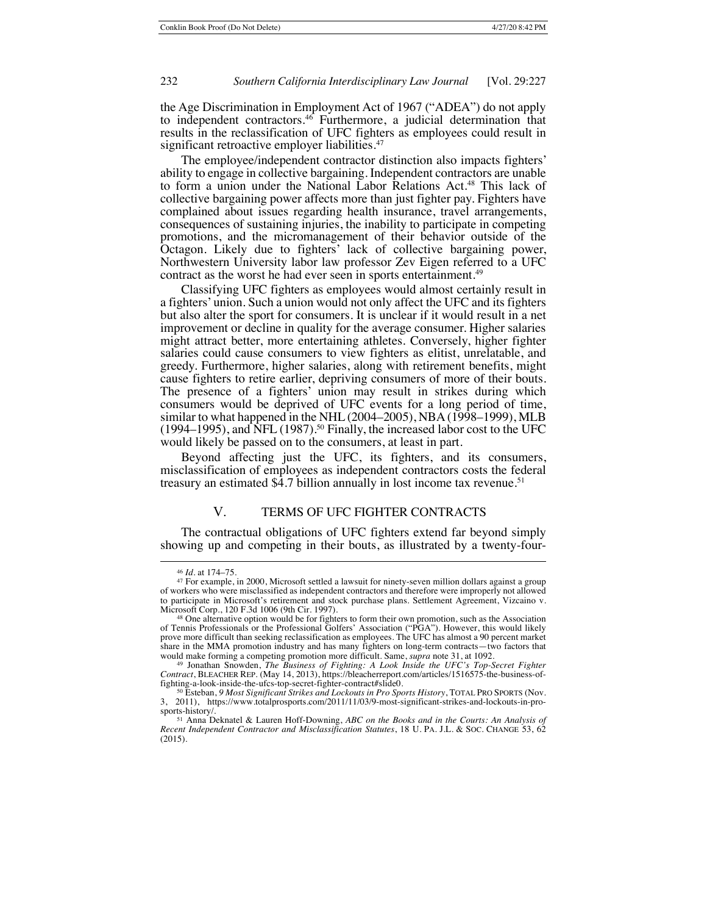the Age Discrimination in Employment Act of 1967 ("ADEA") do not apply to independent contractors.[46] Furthermore, a judicial determination that results in the reclassification of UFC fighters as employees could result in significant retroactive employer liabilities.[47]

The employee/independent contractor distinction also impacts fighters' ability to engage in collective bargaining. Independent contractors are unable to form a union under the National Labor Relations Act.[48] This lack of collective bargaining power affects more than just fighter pay. Fighters have complained about issues regarding health insurance, travel arrangements, consequences of sustaining injuries, the inability to participate in competing promotions, and the micromanagement of their behavior outside of the Octagon. Likely due to fighters' lack of collective bargaining power, Northwestern University labor law professor Zev Eigen referred to a UFC contract as the worst he had ever seen in sports entertainment.[49]

Classifying UFC fighters as employees would almost certainly result in a fighters' union. Such a union would not only affect the UFC and its fighters but also alter the sport for consumers. It is unclear if it would result in a net improvement or decline in quality for the average consumer. Higher salaries might attract better, more entertaining athletes. Conversely, higher fighter salaries could cause consumers to view fighters as elitist, unrelatable, and greedy. Furthermore, higher salaries, along with retirement benefits, might cause fighters to retire earlier, depriving consumers of more of their bouts. The presence of a fighters' union may result in strikes during which consumers would be deprived of UFC events for a long period of time, similar to what happened in the NHL (2004–2005), NBA (1998–1999), MLB (1994–1995), and NFL (1987).[50] Finally, the increased labor cost to the UFC would likely be passed on to the consumers, at least in part.

Beyond affecting just the UFC, its fighters, and its consumers, misclassification of employees as independent contractors costs the federal treasury an estimated $4.7 billion annually in lost income tax revenue.[51]

## V. TERMS OF UFC FIGHTER CONTRACTS

The contractual obligations of UFC fighters extend far beyond simply showing up and competing in their bouts, as illustrated by a twenty-four-

---

[46] *Id.* at 174–75.

[47] For example, in 2000, Microsoft settled a lawsuit for ninety-seven million dollars against a group of workers who were misclassified as independent contractors and therefore were improperly not allowed to participate in Microsoft's retirement and stock purchase plans. Settlement Agreement, Vizcaino v. Microsoft Corp., 120 F.3d 1006 (9th Cir. 1997).

[48] One alternative option would be for fighters to form their own promotion, such as the Association of Tennis Professionals or the Professional Golfers' Association ("PGA"). However, this would likely prove more difficult than seeking reclassification as employees. The UFC has almost a 90 percent market share in the MMA promotion industry and has many fighters on long-term contracts—two factors that would make forming a competing promotion more difficult. Same, *supra* note 31, at 1092.

[49] Jonathan Snowden, *The Business of Fighting: A Look Inside the UFC's Top-Secret Fighter Contract*, BLEACHER REP. (May 14, 2013), https://bleacherreport.com/articles/1516575-the-business-of-fighting-a-look-inside-the-ufcs-top-secret-fighter-contract#slide0.

[50] Esteban, *9 Most Significant Strikes and Lockouts in Pro Sports History*, TOTAL PRO SPORTS (Nov. 3, 2011), https://www.totalprosports.com/2011/11/03/9-most-significant-strikes-and-lockouts-in-pro-sports-history/.

[51] Anna Deknatel & Lauren Hoff-Downing, *ABC on the Books and in the Courts: An Analysis of Recent Independent Contractor and Misclassification Statutes*, 18 U. PA. J.L. & SOC. CHANGE 53, 62 (2015).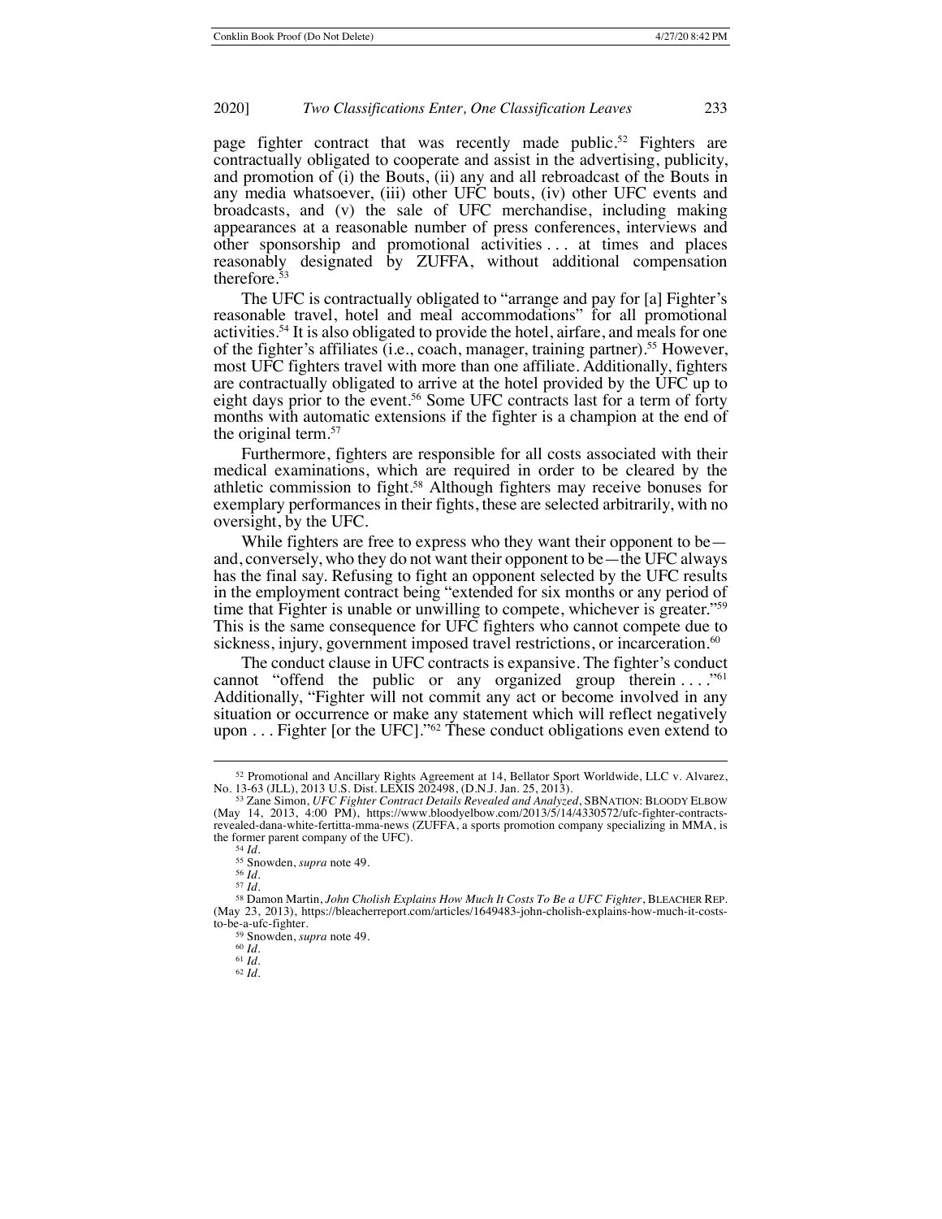page fighter contract that was recently made public.[52] Fighters are contractually obligated to cooperate and assist in the advertising, publicity, and promotion of (i) the Bouts, (ii) any and all rebroadcast of the Bouts in any media whatsoever, (iii) other UFC bouts, (iv) other UFC events and broadcasts, and (v) the sale of UFC merchandise, including making appearances at a reasonable number of press conferences, interviews and other sponsorship and promotional activities . . . at times and places reasonably designated by ZUFFA, without additional compensation therefore.[53]

The UFC is contractually obligated to "arrange and pay for [a] Fighter's reasonable travel, hotel and meal accommodations" for all promotional activities.[54] It is also obligated to provide the hotel, airfare, and meals for one of the fighter's affiliates (i.e., coach, manager, training partner).[55] However, most UFC fighters travel with more than one affiliate. Additionally, fighters are contractually obligated to arrive at the hotel provided by the UFC up to eight days prior to the event.[56] Some UFC contracts last for a term of forty months with automatic extensions if the fighter is a champion at the end of the original term.[57]

Furthermore, fighters are responsible for all costs associated with their medical examinations, which are required in order to be cleared by the athletic commission to fight.[58] Although fighters may receive bonuses for exemplary performances in their fights, these are selected arbitrarily, with no oversight, by the UFC.

While fighters are free to express who they want their opponent to be—and, conversely, who they do not want their opponent to be—the UFC always has the final say. Refusing to fight an opponent selected by the UFC results in the employment contract being "extended for six months or any period of time that Fighter is unable or unwilling to compete, whichever is greater."[59] This is the same consequence for UFC fighters who cannot compete due to sickness, injury, government imposed travel restrictions, or incarceration.[60]

The conduct clause in UFC contracts is expansive. The fighter's conduct cannot "offend the public or any organized group therein . . . ."[61] Additionally, "Fighter will not commit any act or become involved in any situation or occurrence or make any statement which will reflect negatively upon . . . Fighter [or the UFC]."[62] These conduct obligations even extend to

---

[52] Promotional and Ancillary Rights Agreement at 14, Bellator Sport Worldwide, LLC v. Alvarez, No. 13-63 (JLL), 2013 U.S. Dist. LEXIS 202498, (D.N.J. Jan. 25, 2013).

[53] Zane Simon, *UFC Fighter Contract Details Revealed and Analyzed*, SBNATION: BLOODY ELBOW (May 14, 2013, 4:00 PM), https://www.bloodyelbow.com/2013/5/14/4330572/ufc-fighter-contracts-revealed-dana-white-fertitta-mma-news (ZUFFA, a sports promotion company specializing in MMA, is the former parent company of the UFC).

[54] *Id.*

[55] Snowden, *supra* note 49.

[56] *Id.*

[57] *Id.*

[58] Damon Martin, *John Cholish Explains How Much It Costs To Be a UFC Fighter*, BLEACHER REP. (May 23, 2013), https://bleacherreport.com/articles/1649483-john-cholish-explains-how-much-it-costs-to-be-a-ufc-fighter.

[59] Snowden, *supra* note 49.

[60] *Id.*

[61] *Id.*

[62] *Id.*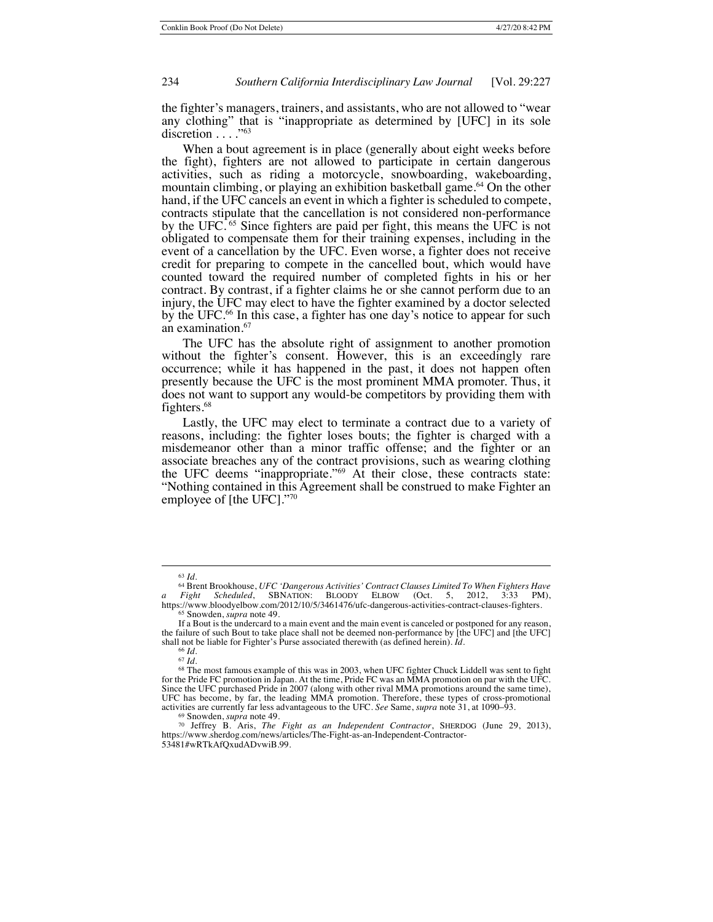the fighter's managers, trainers, and assistants, who are not allowed to "wear any clothing" that is "inappropriate as determined by [UFC] in its sole discretion . . . ."[63]

When a bout agreement is in place (generally about eight weeks before the fight), fighters are not allowed to participate in certain dangerous activities, such as riding a motorcycle, snowboarding, wakeboarding, mountain climbing, or playing an exhibition basketball game.[64] On the other hand, if the UFC cancels an event in which a fighter is scheduled to compete, contracts stipulate that the cancellation is not considered non-performance by the UFC.[65] Since fighters are paid per fight, this means the UFC is not obligated to compensate them for their training expenses, including in the event of a cancellation by the UFC. Even worse, a fighter does not receive credit for preparing to compete in the cancelled bout, which would have counted toward the required number of completed fights in his or her contract. By contrast, if a fighter claims he or she cannot perform due to an injury, the UFC may elect to have the fighter examined by a doctor selected by the UFC.[66] In this case, a fighter has one day's notice to appear for such an examination.[67]

The UFC has the absolute right of assignment to another promotion without the fighter's consent. However, this is an exceedingly rare occurrence; while it has happened in the past, it does not happen often presently because the UFC is the most prominent MMA promoter. Thus, it does not want to support any would-be competitors by providing them with fighters.[68]

Lastly, the UFC may elect to terminate a contract due to a variety of reasons, including: the fighter loses bouts; the fighter is charged with a misdemeanor other than a minor traffic offense; and the fighter or an associate breaches any of the contract provisions, such as wearing clothing the UFC deems "inappropriate."[69] At their close, these contracts state: "Nothing contained in this Agreement shall be construed to make Fighter an employee of [the UFC]."[70]

---

[63] *Id.*

[64] Brent Brookhouse, *UFC 'Dangerous Activities' Contract Clauses Limited To When Fighters Have a Fight Scheduled*, SBNATION: BLOODY ELBOW (Oct. 5, 2012, 3:33 PM), https://www.bloodyelbow.com/2012/10/5/3461476/ufc-dangerous-activities-contract-clauses-fighters.

[65] Snowden, *supra* note 49.

If a Bout is the undercard to a main event and the main event is canceled or postponed for any reason, the failure of such Bout to take place shall not be deemed non-performance by [the UFC] and [the UFC] shall not be liable for Fighter's Purse associated therewith (as defined herein). *Id.*

[66] *Id.*

[67] *Id.*

[68] The most famous example of this was in 2003, when UFC fighter Chuck Liddell was sent to fight for the Pride FC promotion in Japan. At the time, Pride FC was an MMA promotion on par with the UFC. Since the UFC purchased Pride in 2007 (along with other rival MMA promotions around the same time), UFC has become, by far, the leading MMA promotion. Therefore, these types of cross-promotional activities are currently far less advantageous to the UFC. *See* Same, *supra* note 31, at 1090–93.

[69] Snowden, *supra* note 49.

[70] Jeffrey B. Aris, *The Fight as an Independent Contractor*, SHERDOG (June 29, 2013), https://www.sherdog.com/news/articles/The-Fight-as-an-Independent-Contractor-53481#wRTkAfQxudADvwiB.99.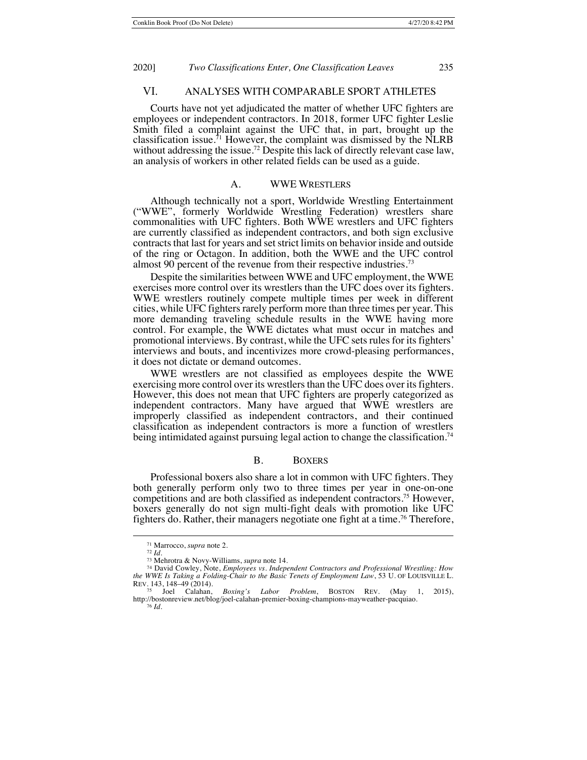## VI. ANALYSES WITH COMPARABLE SPORT ATHLETES

Courts have not yet adjudicated the matter of whether UFC fighters are employees or independent contractors. In 2018, former UFC fighter Leslie Smith filed a complaint against the UFC that, in part, brought up the classification issue.[71] However, the complaint was dismissed by the NLRB without addressing the issue.[72] Despite this lack of directly relevant case law, an analysis of workers in other related fields can be used as a guide.

### A. WWE WRESTLERS

Although technically not a sport, Worldwide Wrestling Entertainment ("WWE", formerly Worldwide Wrestling Federation) wrestlers share commonalities with UFC fighters. Both WWE wrestlers and UFC fighters are currently classified as independent contractors, and both sign exclusive contracts that last for years and set strict limits on behavior inside and outside of the ring or Octagon. In addition, both the WWE and the UFC control almost 90 percent of the revenue from their respective industries.[73]

Despite the similarities between WWE and UFC employment, the WWE exercises more control over its wrestlers than the UFC does over its fighters. WWE wrestlers routinely compete multiple times per week in different cities, while UFC fighters rarely perform more than three times per year. This more demanding traveling schedule results in the WWE having more control. For example, the WWE dictates what must occur in matches and promotional interviews. By contrast, while the UFC sets rules for its fighters' interviews and bouts, and incentivizes more crowd-pleasing performances, it does not dictate or demand outcomes.

WWE wrestlers are not classified as employees despite the WWE exercising more control over its wrestlers than the UFC does over its fighters. However, this does not mean that UFC fighters are properly categorized as independent contractors. Many have argued that WWE wrestlers are improperly classified as independent contractors, and their continued classification as independent contractors is more a function of wrestlers being intimidated against pursuing legal action to change the classification.[74]

### B. BOXERS

Professional boxers also share a lot in common with UFC fighters. They both generally perform only two to three times per year in one-on-one competitions and are both classified as independent contractors.[75] However, boxers generally do not sign multi-fight deals with promotion like UFC fighters do. Rather, their managers negotiate one fight at a time.[76] Therefore,

---

[71] Marrocco, *supra* note 2.

[72] *Id.*

[73] Mehrotra & Novy-Williams, *supra* note 14.

[74] David Cowley, Note, *Employees vs. Independent Contractors and Professional Wrestling: How the WWE Is Taking a Folding-Chair to the Basic Tenets of Employment Law*, 53 U. OF LOUISVILLE L. REV. 143, 148–49 (2014).

[75] Joel Calahan, *Boxing's Labor Problem*, BOSTON REV. (May 1, 2015), http://bostonreview.net/blog/joel-calahan-premier-boxing-champions-mayweather-pacquiao.

[76] *Id.*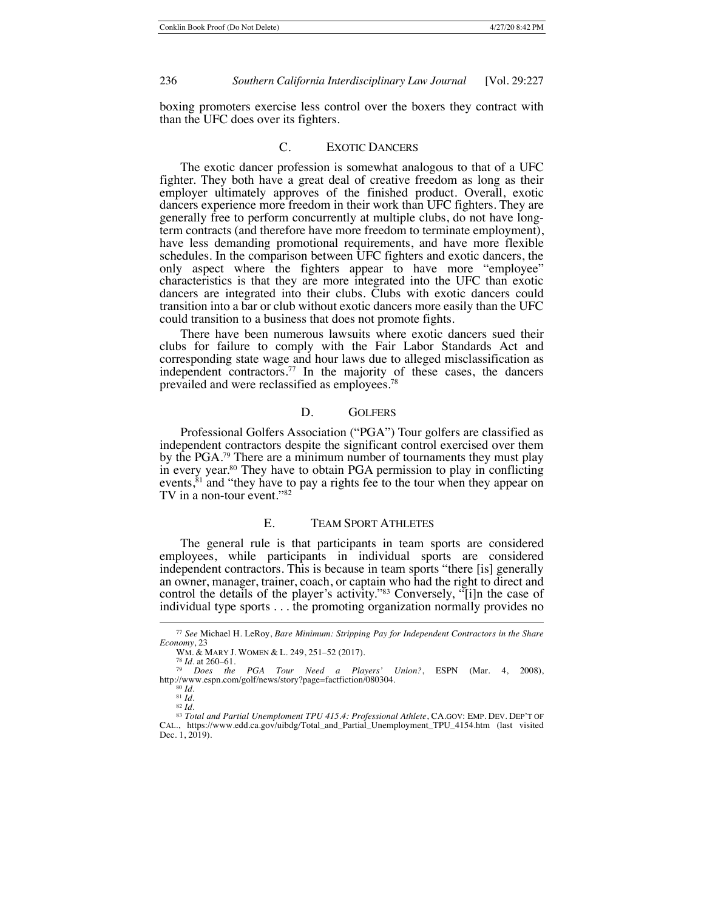boxing promoters exercise less control over the boxers they contract with than the UFC does over its fighters.

### C. Exotic Dancers

The exotic dancer profession is somewhat analogous to that of a UFC fighter. They both have a great deal of creative freedom as long as their employer ultimately approves of the finished product. Overall, exotic dancers experience more freedom in their work than UFC fighters. They are generally free to perform concurrently at multiple clubs, do not have long-term contracts (and therefore have more freedom to terminate employment), have less demanding promotional requirements, and have more flexible schedules. In the comparison between UFC fighters and exotic dancers, the only aspect where the fighters appear to have more "employee" characteristics is that they are more integrated into the UFC than exotic dancers are integrated into their clubs. Clubs with exotic dancers could transition into a bar or club without exotic dancers more easily than the UFC could transition to a business that does not promote fights.

There have been numerous lawsuits where exotic dancers sued their clubs for failure to comply with the Fair Labor Standards Act and corresponding state wage and hour laws due to alleged misclassification as independent contractors.[77] In the majority of these cases, the dancers prevailed and were reclassified as employees.[78]

### D. Golfers

Professional Golfers Association ("PGA") Tour golfers are classified as independent contractors despite the significant control exercised over them by the PGA.[79] There are a minimum number of tournaments they must play in every year.[80] They have to obtain PGA permission to play in conflicting events,[81] and "they have to pay a rights fee to the tour when they appear on TV in a non-tour event."[82]

### E. Team Sport Athletes

The general rule is that participants in team sports are considered employees, while participants in individual sports are considered independent contractors. This is because in team sports "there [is] generally an owner, manager, trainer, coach, or captain who had the right to direct and control the details of the player's activity."[83] Conversely, "[i]n the case of individual type sports . . . the promoting organization normally provides no

---

[77] *See* Michael H. LeRoy, *Bare Minimum: Stripping Pay for Independent Contractors in the Share Economy*, 23 Wm. & Mary J. Women & L. 249, 251–52 (2017).

[78] *Id.* at 260–61.

[79] *Does the PGA Tour Need a Players' Union?*, ESPN (Mar. 4, 2008), http://www.espn.com/golf/news/story?page=factfiction/080304.

[80] *Id.*

[81] *Id.*

[82] *Id.*

[83] *Total and Partial Unemploment TPU 415.4: Professional Athlete*, CA.gov: Emp. Dev. Dep't of Cal., https://www.edd.ca.gov/uibdg/Total_and_Partial_Unemployment_TPU_4154.htm (last visited Dec. 1, 2019).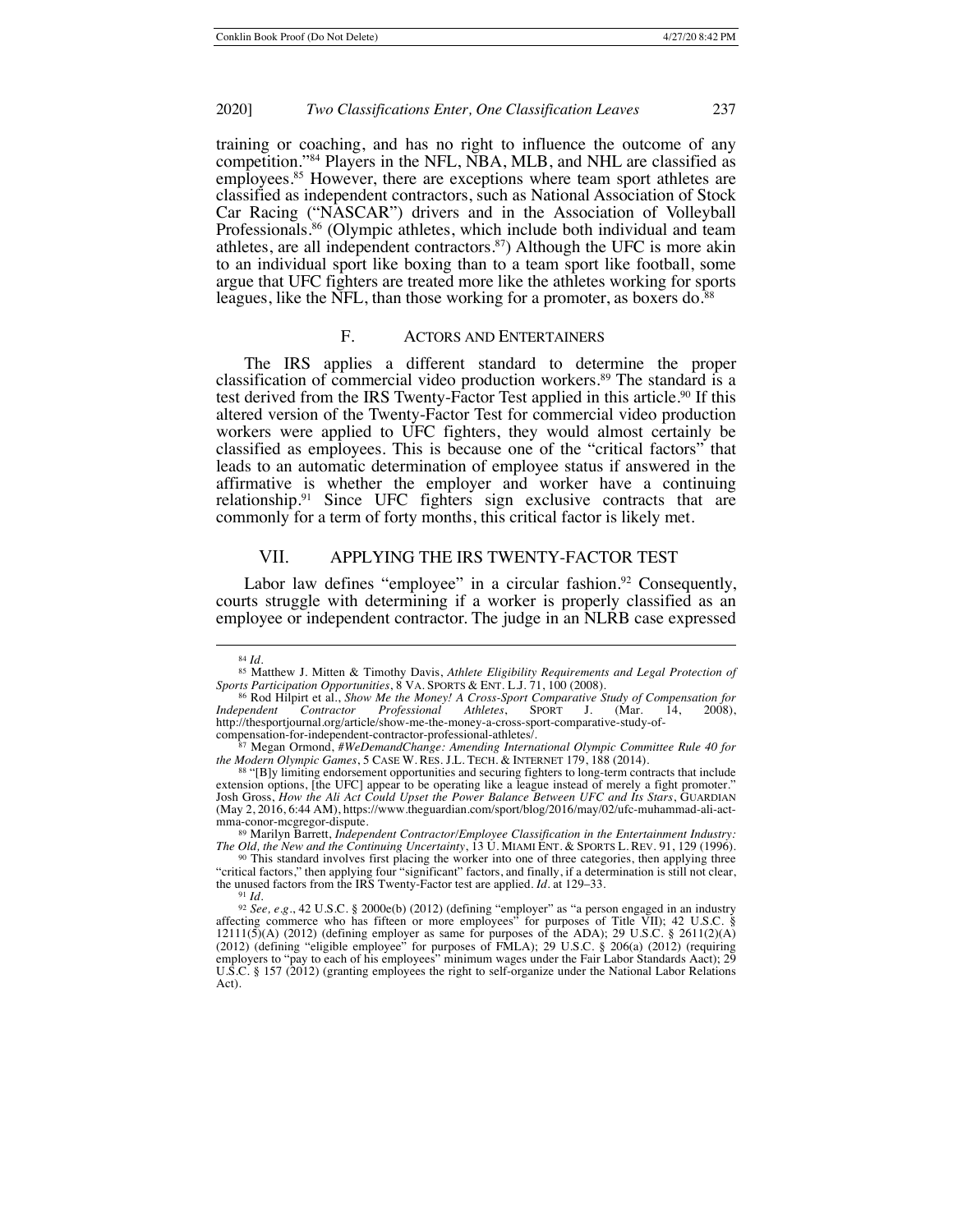training or coaching, and has no right to influence the outcome of any competition."[84] Players in the NFL, NBA, MLB, and NHL are classified as employees.[85] However, there are exceptions where team sport athletes are classified as independent contractors, such as National Association of Stock Car Racing ("NASCAR") drivers and in the Association of Volleyball Professionals.[86] (Olympic athletes, which include both individual and team athletes, are all independent contractors.[87]) Although the UFC is more akin to an individual sport like boxing than to a team sport like football, some argue that UFC fighters are treated more like the athletes working for sports leagues, like the NFL, than those working for a promoter, as boxers do.[88]

### F. Actors and Entertainers

The IRS applies a different standard to determine the proper classification of commercial video production workers.[89] The standard is a test derived from the IRS Twenty-Factor Test applied in this article.[90] If this altered version of the Twenty-Factor Test for commercial video production workers were applied to UFC fighters, they would almost certainly be classified as employees. This is because one of the "critical factors" that leads to an automatic determination of employee status if answered in the affirmative is whether the employer and worker have a continuing relationship.[91] Since UFC fighters sign exclusive contracts that are commonly for a term of forty months, this critical factor is likely met.

## VII. Applying the IRS Twenty-Factor Test

Labor law defines "employee" in a circular fashion.[92] Consequently, courts struggle with determining if a worker is properly classified as an employee or independent contractor. The judge in an NLRB case expressed

---

[84] *Id.*

[85] Matthew J. Mitten & Timothy Davis, *Athlete Eligibility Requirements and Legal Protection of Sports Participation Opportunities*, 8 VA. SPORTS & ENT. L.J. 71, 100 (2008).

[86] Rod Hilpirt et al., *Show Me the Money! A Cross-Sport Comparative Study of Compensation for Independent Contractor Professional Athletes*, SPORT J. (Mar. 14, 2008), http://thesportjournal.org/article/show-me-the-money-a-cross-sport-comparative-study-of-compensation-for-independent-contractor-professional-athletes/.

[87] Megan Ormond, *#WeDemandChange: Amending International Olympic Committee Rule 40 for the Modern Olympic Games*, 5 CASE W. RES. J.L. TECH. & INTERNET 179, 188 (2014).

[88] "[B]y limiting endorsement opportunities and securing fighters to long-term contracts that include extension options, [the UFC] appear to be operating like a league instead of merely a fight promoter." Josh Gross, *How the Ali Act Could Upset the Power Balance Between UFC and Its Stars*, GUARDIAN (May 2, 2016, 6:44 AM), https://www.theguardian.com/sport/blog/2016/may/02/ufc-muhammad-ali-act-mma-conor-mcgregor-dispute.

[89] Marilyn Barrett, *Independent Contractor/Employee Classification in the Entertainment Industry: The Old, the New and the Continuing Uncertainty*, 13 U. MIAMI ENT. & SPORTS L. REV. 91, 129 (1996).

[90] This standard involves first placing the worker into one of three categories, then applying three "critical factors," then applying four "significant" factors, and finally, if a determination is still not clear, the unused factors from the IRS Twenty-Factor test are applied. *Id.* at 129–33.

[91] *Id.*

[92] *See, e.g.*, 42 U.S.C. § 2000e(b) (2012) (defining "employer" as "a person engaged in an industry affecting commerce who has fifteen or more employees" for purposes of Title VII); 42 U.S.C. § 12111(5)(A) (2012) (defining employer as same for purposes of the ADA); 29 U.S.C. § 2611(2)(A) (2012) (defining "eligible employee" for purposes of FMLA); 29 U.S.C. § 206(a) (2012) (requiring employers to "pay to each of his employees" minimum wages under the Fair Labor Standards Aact); 29 U.S.C. § 157 (2012) (granting employees the right to self-organize under the National Labor Relations Act).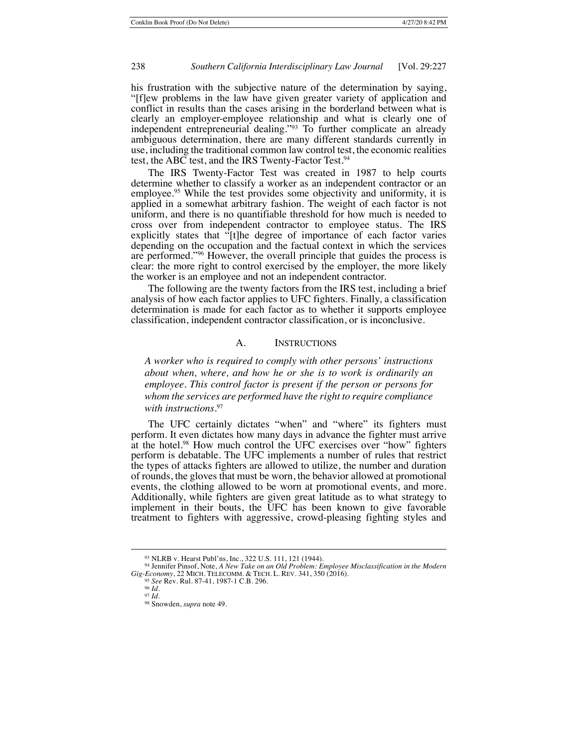his frustration with the subjective nature of the determination by saying, "[f]ew problems in the law have given greater variety of application and conflict in results than the cases arising in the borderland between what is clearly an employer-employee relationship and what is clearly one of independent entrepreneurial dealing."[93] To further complicate an already ambiguous determination, there are many different standards currently in use, including the traditional common law control test, the economic realities test, the ABC test, and the IRS Twenty-Factor Test.[94]

The IRS Twenty-Factor Test was created in 1987 to help courts determine whether to classify a worker as an independent contractor or an employee.[95] While the test provides some objectivity and uniformity, it is applied in a somewhat arbitrary fashion. The weight of each factor is not uniform, and there is no quantifiable threshold for how much is needed to cross over from independent contractor to employee status. The IRS explicitly states that "[t]he degree of importance of each factor varies depending on the occupation and the factual context in which the services are performed."[96] However, the overall principle that guides the process is clear: the more right to control exercised by the employer, the more likely the worker is an employee and not an independent contractor.

The following are the twenty factors from the IRS test, including a brief analysis of how each factor applies to UFC fighters. Finally, a classification determination is made for each factor as to whether it supports employee classification, independent contractor classification, or is inconclusive.

### A. INSTRUCTIONS

*A worker who is required to comply with other persons' instructions about when, where, and how he or she is to work is ordinarily an employee. This control factor is present if the person or persons for whom the services are performed have the right to require compliance with instructions.*[97]

The UFC certainly dictates "when" and "where" its fighters must perform. It even dictates how many days in advance the fighter must arrive at the hotel.[98] How much control the UFC exercises over "how" fighters perform is debatable. The UFC implements a number of rules that restrict the types of attacks fighters are allowed to utilize, the number and duration of rounds, the gloves that must be worn, the behavior allowed at promotional events, the clothing allowed to be worn at promotional events, and more. Additionally, while fighters are given great latitude as to what strategy to implement in their bouts, the UFC has been known to give favorable treatment to fighters with aggressive, crowd-pleasing fighting styles and

---

[93] NLRB v. Hearst Publ'ns, Inc., 322 U.S. 111, 121 (1944).

[94] Jennifer Pinsof, Note, *A New Take on an Old Problem: Employee Misclassification in the Modern Gig-Economy*, 22 MICH. TELECOMM. & TECH. L. REV. 341, 350 (2016).

[95] *See* Rev. Rul. 87-41, 1987-1 C.B. 296.

[96] *Id.*

[97] *Id.*

[98] Snowden, *supra* note 49.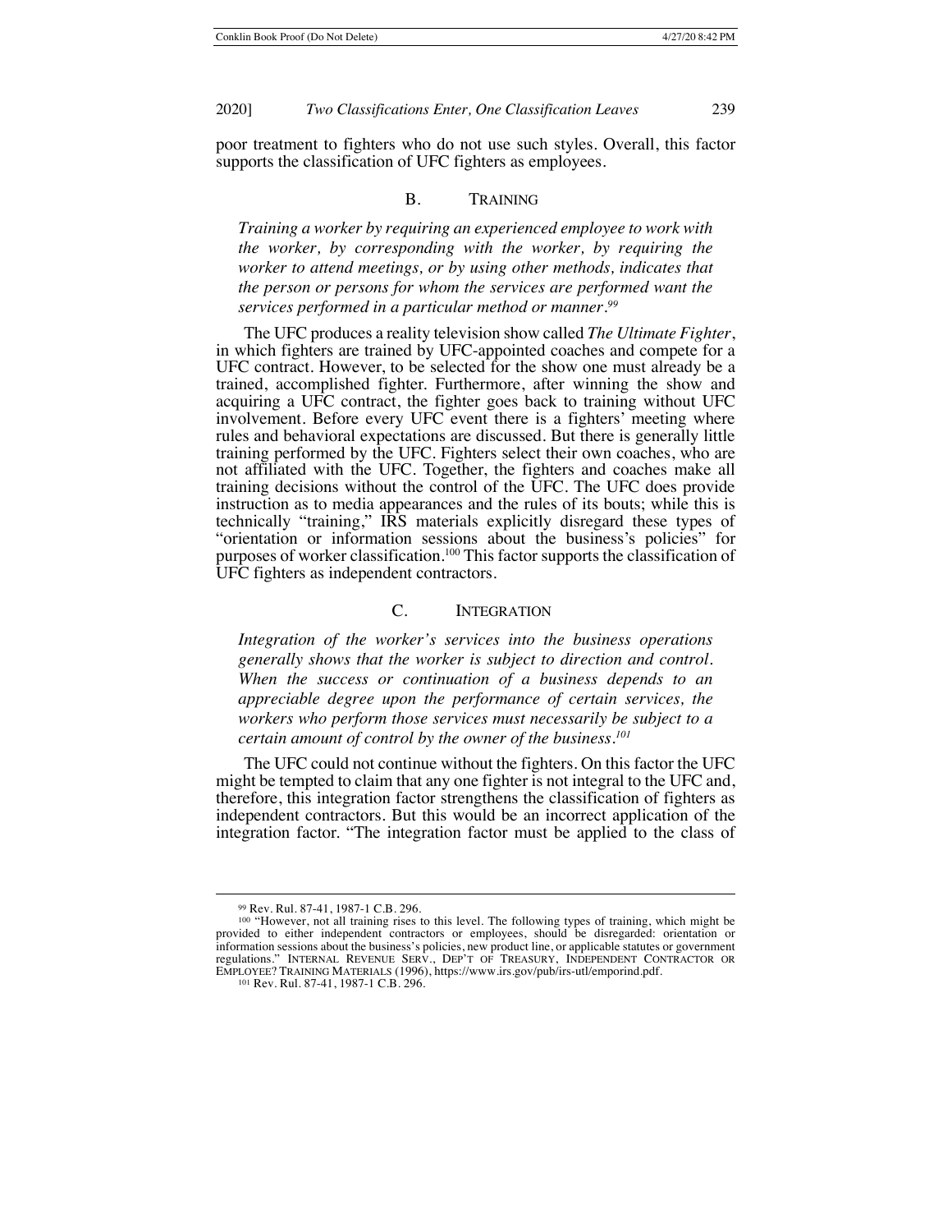poor treatment to fighters who do not use such styles. Overall, this factor supports the classification of UFC fighters as employees.

## B. TRAINING

*Training a worker by requiring an experienced employee to work with the worker, by corresponding with the worker, by requiring the worker to attend meetings, or by using other methods, indicates that the person or persons for whom the services are performed want the services performed in a particular method or manner.*[99]

The UFC produces a reality television show called *The Ultimate Fighter*, in which fighters are trained by UFC-appointed coaches and compete for a UFC contract. However, to be selected for the show one must already be a trained, accomplished fighter. Furthermore, after winning the show and acquiring a UFC contract, the fighter goes back to training without UFC involvement. Before every UFC event there is a fighters' meeting where rules and behavioral expectations are discussed. But there is generally little training performed by the UFC. Fighters select their own coaches, who are not affiliated with the UFC. Together, the fighters and coaches make all training decisions without the control of the UFC. The UFC does provide instruction as to media appearances and the rules of its bouts; while this is technically "training," IRS materials explicitly disregard these types of "orientation or information sessions about the business's policies" for purposes of worker classification.[100] This factor supports the classification of UFC fighters as independent contractors.

## C. INTEGRATION

*Integration of the worker's services into the business operations generally shows that the worker is subject to direction and control. When the success or continuation of a business depends to an appreciable degree upon the performance of certain services, the workers who perform those services must necessarily be subject to a certain amount of control by the owner of the business.*[101]

The UFC could not continue without the fighters. On this factor the UFC might be tempted to claim that any one fighter is not integral to the UFC and, therefore, this integration factor strengthens the classification of fighters as independent contractors. But this would be an incorrect application of the integration factor. "The integration factor must be applied to the class of

---

[99] Rev. Rul. 87-41, 1987-1 C.B. 296.

[100] "However, not all training rises to this level. The following types of training, which might be provided to either independent contractors or employees, should be disregarded: orientation or information sessions about the business's policies, new product line, or applicable statutes or government regulations." INTERNAL REVENUE SERV., DEP'T OF TREASURY, INDEPENDENT CONTRACTOR OR EMPLOYEE? TRAINING MATERIALS (1996), https://www.irs.gov/pub/irs-utl/emporind.pdf.

[101] Rev. Rul. 87-41, 1987-1 C.B. 296.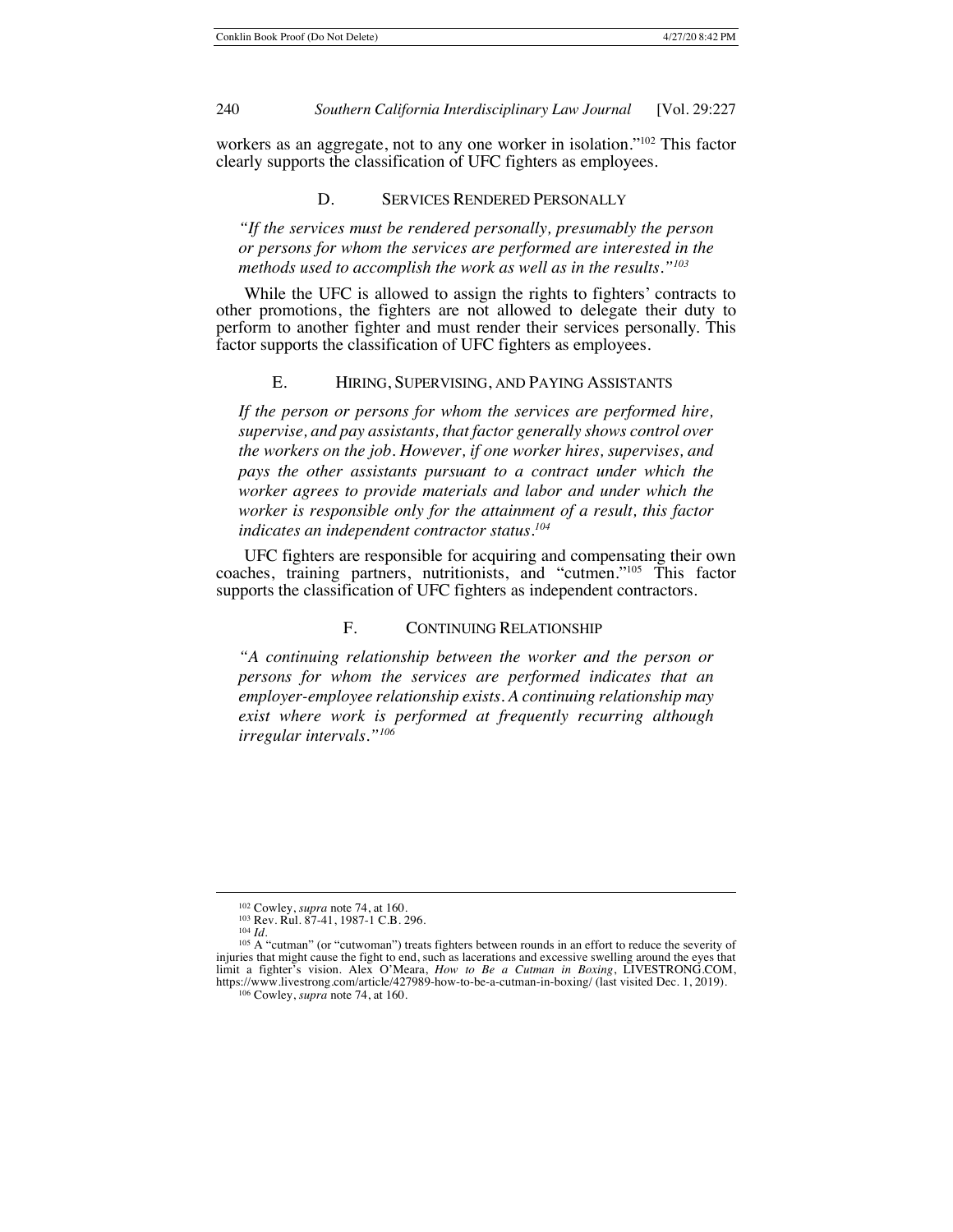workers as an aggregate, not to any one worker in isolation."[102] This factor clearly supports the classification of UFC fighters as employees.

### D. Services Rendered Personally

*"If the services must be rendered personally, presumably the person or persons for whom the services are performed are interested in the methods used to accomplish the work as well as in the results."[103]*

While the UFC is allowed to assign the rights to fighters' contracts to other promotions, the fighters are not allowed to delegate their duty to perform to another fighter and must render their services personally. This factor supports the classification of UFC fighters as employees.

### E. Hiring, Supervising, and Paying Assistants

*If the person or persons for whom the services are performed hire, supervise, and pay assistants, that factor generally shows control over the workers on the job. However, if one worker hires, supervises, and pays the other assistants pursuant to a contract under which the worker agrees to provide materials and labor and under which the worker is responsible only for the attainment of a result, this factor indicates an independent contractor status.[104]*

UFC fighters are responsible for acquiring and compensating their own coaches, training partners, nutritionists, and "cutmen."[105] This factor supports the classification of UFC fighters as independent contractors.

### F. Continuing Relationship

*"A continuing relationship between the worker and the person or persons for whom the services are performed indicates that an employer-employee relationship exists. A continuing relationship may exist where work is performed at frequently recurring although irregular intervals."[106]*

---

[102] Cowley, *supra* note 74, at 160.

[103] Rev. Rul. 87-41, 1987-1 C.B. 296.

[104] *Id.*

[105] A "cutman" (or "cutwoman") treats fighters between rounds in an effort to reduce the severity of injuries that might cause the fight to end, such as lacerations and excessive swelling around the eyes that limit a fighter's vision. Alex O'Meara, *How to Be a Cutman in Boxing*, LIVESTRONG.COM, https://www.livestrong.com/article/427989-how-to-be-a-cutman-in-boxing/ (last visited Dec. 1, 2019).

[106] Cowley, *supra* note 74, at 160.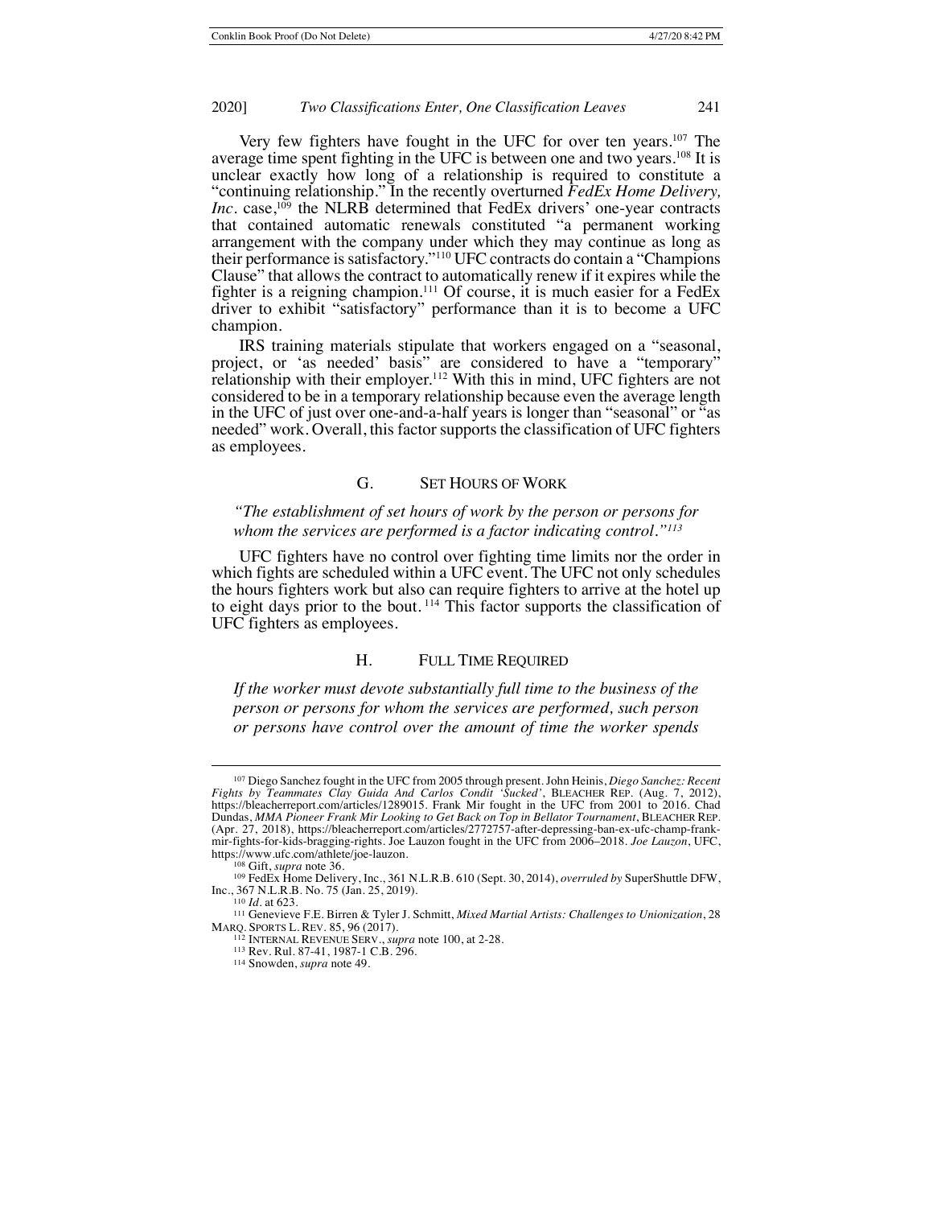Very few fighters have fought in the UFC for over ten years.[107] The average time spent fighting in the UFC is between one and two years.[108] It is unclear exactly how long of a relationship is required to constitute a "continuing relationship." In the recently overturned *FedEx Home Delivery, Inc.* case,[109] the NLRB determined that FedEx drivers' one-year contracts that contained automatic renewals constituted "a permanent working arrangement with the company under which they may continue as long as their performance is satisfactory."[110] UFC contracts do contain a "Champions Clause" that allows the contract to automatically renew if it expires while the fighter is a reigning champion.[111] Of course, it is much easier for a FedEx driver to exhibit "satisfactory" performance than it is to become a UFC champion.

IRS training materials stipulate that workers engaged on a "seasonal, project, or 'as needed' basis" are considered to have a "temporary" relationship with their employer.[112] With this in mind, UFC fighters are not considered to be in a temporary relationship because even the average length in the UFC of just over one-and-a-half years is longer than "seasonal" or "as needed" work. Overall, this factor supports the classification of UFC fighters as employees.

### G. SET HOURS OF WORK

*"The establishment of set hours of work by the person or persons for whom the services are performed is a factor indicating control."[113]*

UFC fighters have no control over fighting time limits nor the order in which fights are scheduled within a UFC event. The UFC not only schedules the hours fighters work but also can require fighters to arrive at the hotel up to eight days prior to the bout.[114] This factor supports the classification of UFC fighters as employees.

### H. FULL TIME REQUIRED

*If the worker must devote substantially full time to the business of the person or persons for whom the services are performed, such person or persons have control over the amount of time the worker spends*

---

[107] Diego Sanchez fought in the UFC from 2005 through present. John Heinis, *Diego Sanchez: Recent Fights by Teammates Clay Guida And Carlos Condit 'Sucked'*, BLEACHER REP. (Aug. 7, 2012), https://bleacherreport.com/articles/1289015. Frank Mir fought in the UFC from 2001 to 2016. Chad Dundas, *MMA Pioneer Frank Mir Looking to Get Back on Top in Bellator Tournament*, BLEACHER REP. (Apr. 27, 2018), https://bleacherreport.com/articles/2772757-after-depressing-ban-ex-ufc-champ-frank-mir-fights-for-kids-bragging-rights. Joe Lauzon fought in the UFC from 2006–2018. *Joe Lauzon*, UFC, https://www.ufc.com/athlete/joe-lauzon.

[108] Gift, *supra* note 36.

[109] FedEx Home Delivery, Inc., 361 N.L.R.B. 610 (Sept. 30, 2014), *overruled by* SuperShuttle DFW, Inc., 367 N.L.R.B. No. 75 (Jan. 25, 2019).

[110] *Id.* at 623.

[111] Genevieve F.E. Birren & Tyler J. Schmitt, *Mixed Martial Artists: Challenges to Unionization*, 28 MARQ. SPORTS L. REV. 85, 96 (2017).

[112] INTERNAL REVENUE SERV., *supra* note 100, at 2-28.

[113] Rev. Rul. 87-41, 1987-1 C.B. 296.

[114] Snowden, *supra* note 49.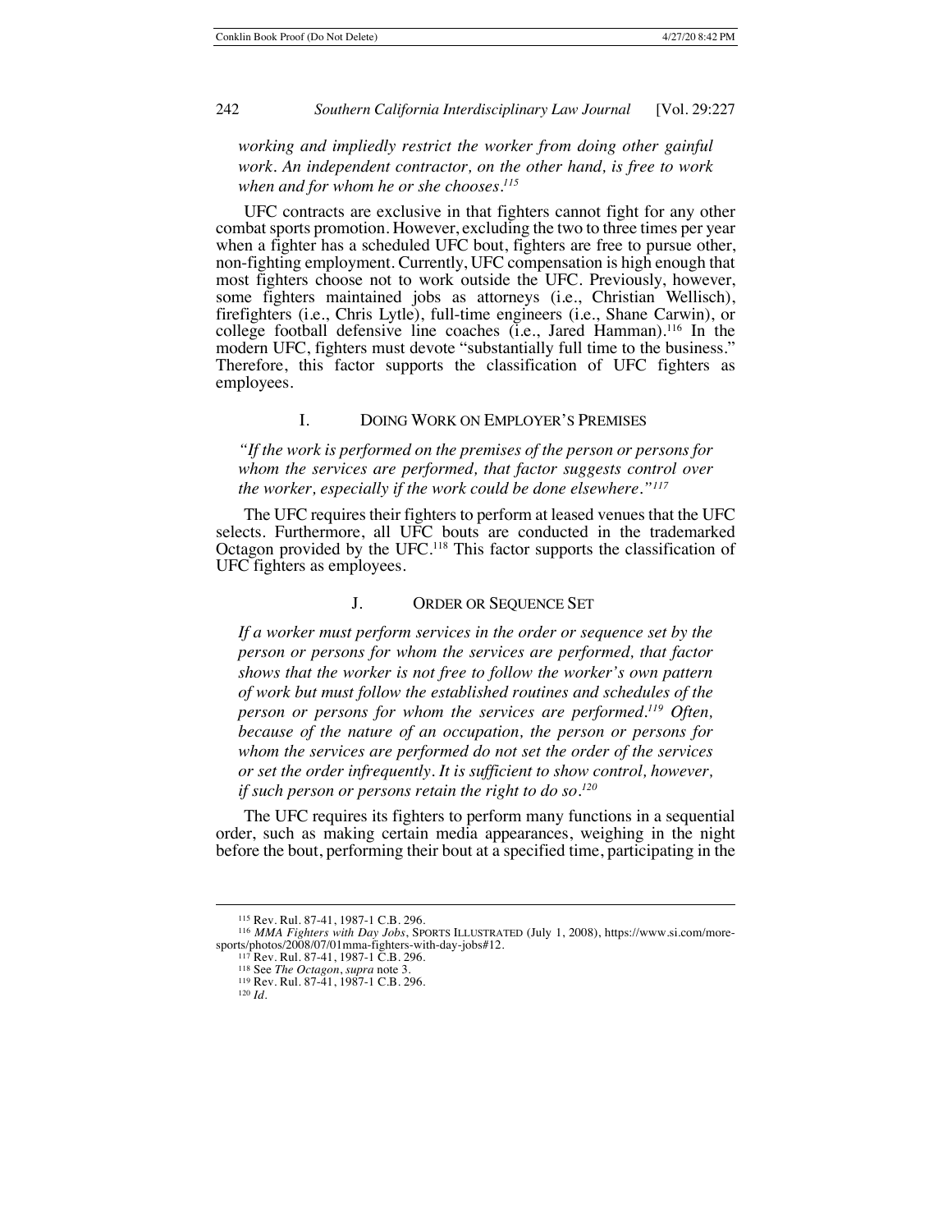*working and impliedly restrict the worker from doing other gainful work. An independent contractor, on the other hand, is free to work when and for whom he or she chooses.*[115]

UFC contracts are exclusive in that fighters cannot fight for any other combat sports promotion. However, excluding the two to three times per year when a fighter has a scheduled UFC bout, fighters are free to pursue other, non-fighting employment. Currently, UFC compensation is high enough that most fighters choose not to work outside the UFC. Previously, however, some fighters maintained jobs as attorneys (i.e., Christian Wellisch), firefighters (i.e., Chris Lytle), full-time engineers (i.e., Shane Carwin), or college football defensive line coaches (i.e., Jared Hamman).[116] In the modern UFC, fighters must devote "substantially full time to the business." Therefore, this factor supports the classification of UFC fighters as employees.

### I. Doing Work on Employer's Premises

*"If the work is performed on the premises of the person or persons for whom the services are performed, that factor suggests control over the worker, especially if the work could be done elsewhere."*[117]

The UFC requires their fighters to perform at leased venues that the UFC selects. Furthermore, all UFC bouts are conducted in the trademarked Octagon provided by the UFC.[118] This factor supports the classification of UFC fighters as employees.

### J. Order or Sequence Set

*If a worker must perform services in the order or sequence set by the person or persons for whom the services are performed, that factor shows that the worker is not free to follow the worker's own pattern of work but must follow the established routines and schedules of the person or persons for whom the services are performed.*[119] *Often, because of the nature of an occupation, the person or persons for whom the services are performed do not set the order of the services or set the order infrequently. It is sufficient to show control, however, if such person or persons retain the right to do so.*[120]

The UFC requires its fighters to perform many functions in a sequential order, such as making certain media appearances, weighing in the night before the bout, performing their bout at a specified time, participating in the

---

[115] Rev. Rul. 87-41, 1987-1 C.B. 296.

[116] *MMA Fighters with Day Jobs*, SPORTS ILLUSTRATED (July 1, 2008), https://www.si.com/more-sports/photos/2008/07/01mma-fighters-with-day-jobs#12.

[117] Rev. Rul. 87-41, 1987-1 C.B. 296.

[118] See *The Octagon*, *supra* note 3.

[119] Rev. Rul. 87-41, 1987-1 C.B. 296.

[120] *Id.*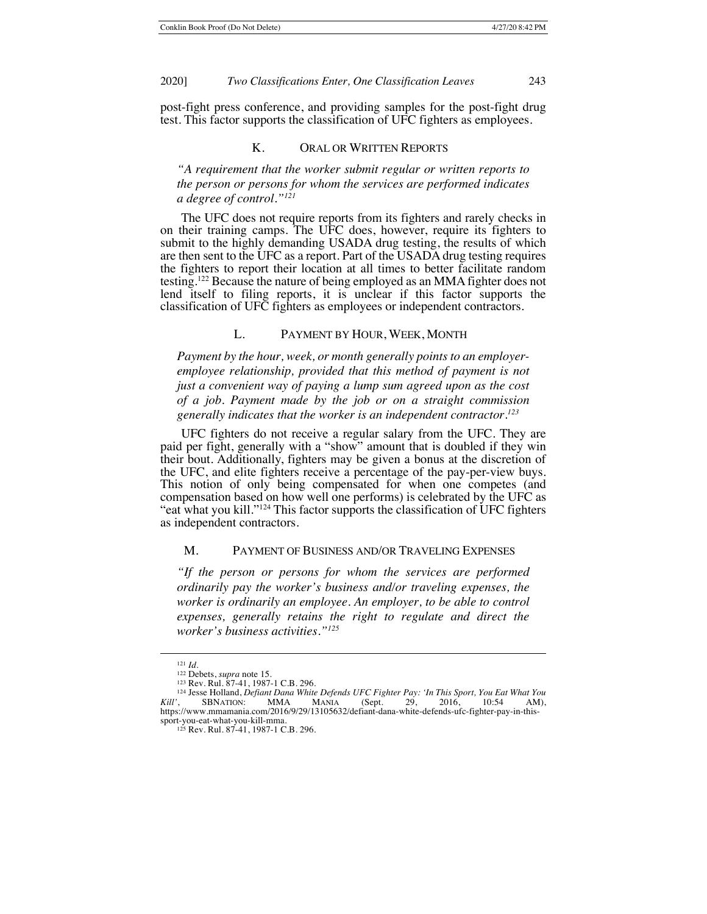post-fight press conference, and providing samples for the post-fight drug test. This factor supports the classification of UFC fighters as employees.

### K. Oral or Written Reports

*"A requirement that the worker submit regular or written reports to the person or persons for whom the services are performed indicates a degree of control."*[121]

The UFC does not require reports from its fighters and rarely checks in on their training camps. The UFC does, however, require its fighters to submit to the highly demanding USADA drug testing, the results of which are then sent to the UFC as a report. Part of the USADA drug testing requires the fighters to report their location at all times to better facilitate random testing.[122] Because the nature of being employed as an MMA fighter does not lend itself to filing reports, it is unclear if this factor supports the classification of UFC fighters as employees or independent contractors.

### L. Payment by Hour, Week, Month

*Payment by the hour, week, or month generally points to an employer-employee relationship, provided that this method of payment is not just a convenient way of paying a lump sum agreed upon as the cost of a job. Payment made by the job or on a straight commission generally indicates that the worker is an independent contractor.*[123]

UFC fighters do not receive a regular salary from the UFC. They are paid per fight, generally with a "show" amount that is doubled if they win their bout. Additionally, fighters may be given a bonus at the discretion of the UFC, and elite fighters receive a percentage of the pay-per-view buys. This notion of only being compensated for when one competes (and compensation based on how well one performs) is celebrated by the UFC as "eat what you kill."[124] This factor supports the classification of UFC fighters as independent contractors.

### M. Payment of Business and/or Traveling Expenses

*"If the person or persons for whom the services are performed ordinarily pay the worker's business and/or traveling expenses, the worker is ordinarily an employee. An employer, to be able to control expenses, generally retains the right to regulate and direct the worker's business activities."*[125]

---

[121] *Id.*

[122] Debets, *supra* note 15.

[123] Rev. Rul. 87-41, 1987-1 C.B. 296.

[124] Jesse Holland, *Defiant Dana White Defends UFC Fighter Pay: 'In This Sport, You Eat What You Kill'*, SBNation: MMA Mania (Sept. 29, 2016, 10:54 AM), https://www.mmamania.com/2016/9/29/13105632/defiant-dana-white-defends-ufc-fighter-pay-in-this-sport-you-eat-what-you-kill-mma.

[125] Rev. Rul. 87-41, 1987-1 C.B. 296.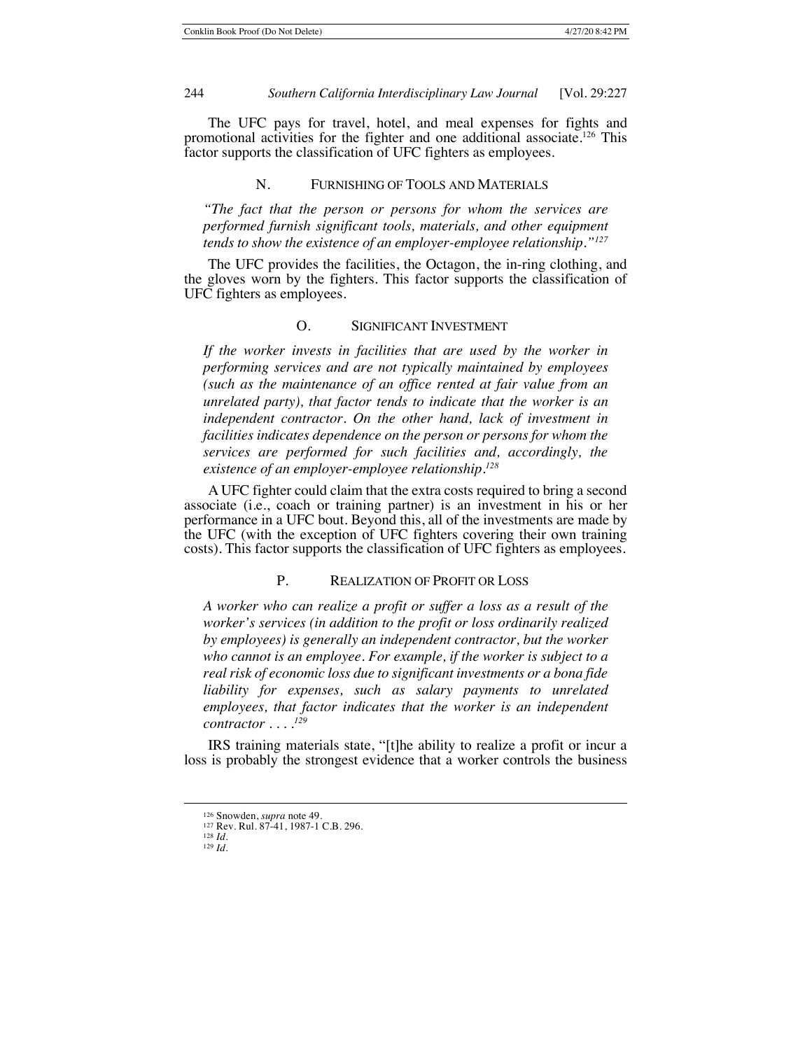The UFC pays for travel, hotel, and meal expenses for fights and promotional activities for the fighter and one additional associate.[126] This factor supports the classification of UFC fighters as employees.

### N. Furnishing of Tools and Materials

> *"The fact that the person or persons for whom the services are performed furnish significant tools, materials, and other equipment tends to show the existence of an employer-employee relationship."*[127]

The UFC provides the facilities, the Octagon, the in-ring clothing, and the gloves worn by the fighters. This factor supports the classification of UFC fighters as employees.

### O. Significant Investment

> *If the worker invests in facilities that are used by the worker in performing services and are not typically maintained by employees (such as the maintenance of an office rented at fair value from an unrelated party), that factor tends to indicate that the worker is an independent contractor. On the other hand, lack of investment in facilities indicates dependence on the person or persons for whom the services are performed for such facilities and, accordingly, the existence of an employer-employee relationship.*[128]

A UFC fighter could claim that the extra costs required to bring a second associate (i.e., coach or training partner) is an investment in his or her performance in a UFC bout. Beyond this, all of the investments are made by the UFC (with the exception of UFC fighters covering their own training costs). This factor supports the classification of UFC fighters as employees.

### P. Realization of Profit or Loss

> *A worker who can realize a profit or suffer a loss as a result of the worker's services (in addition to the profit or loss ordinarily realized by employees) is generally an independent contractor, but the worker who cannot is an employee. For example, if the worker is subject to a real risk of economic loss due to significant investments or a bona fide liability for expenses, such as salary payments to unrelated employees, that factor indicates that the worker is an independent contractor . . . .*[129]

IRS training materials state, "[t]he ability to realize a profit or incur a loss is probably the strongest evidence that a worker controls the business

---

[126] Snowden, *supra* note 49.

[127] Rev. Rul. 87-41, 1987-1 C.B. 296.

[128] *Id.*

[129] *Id.*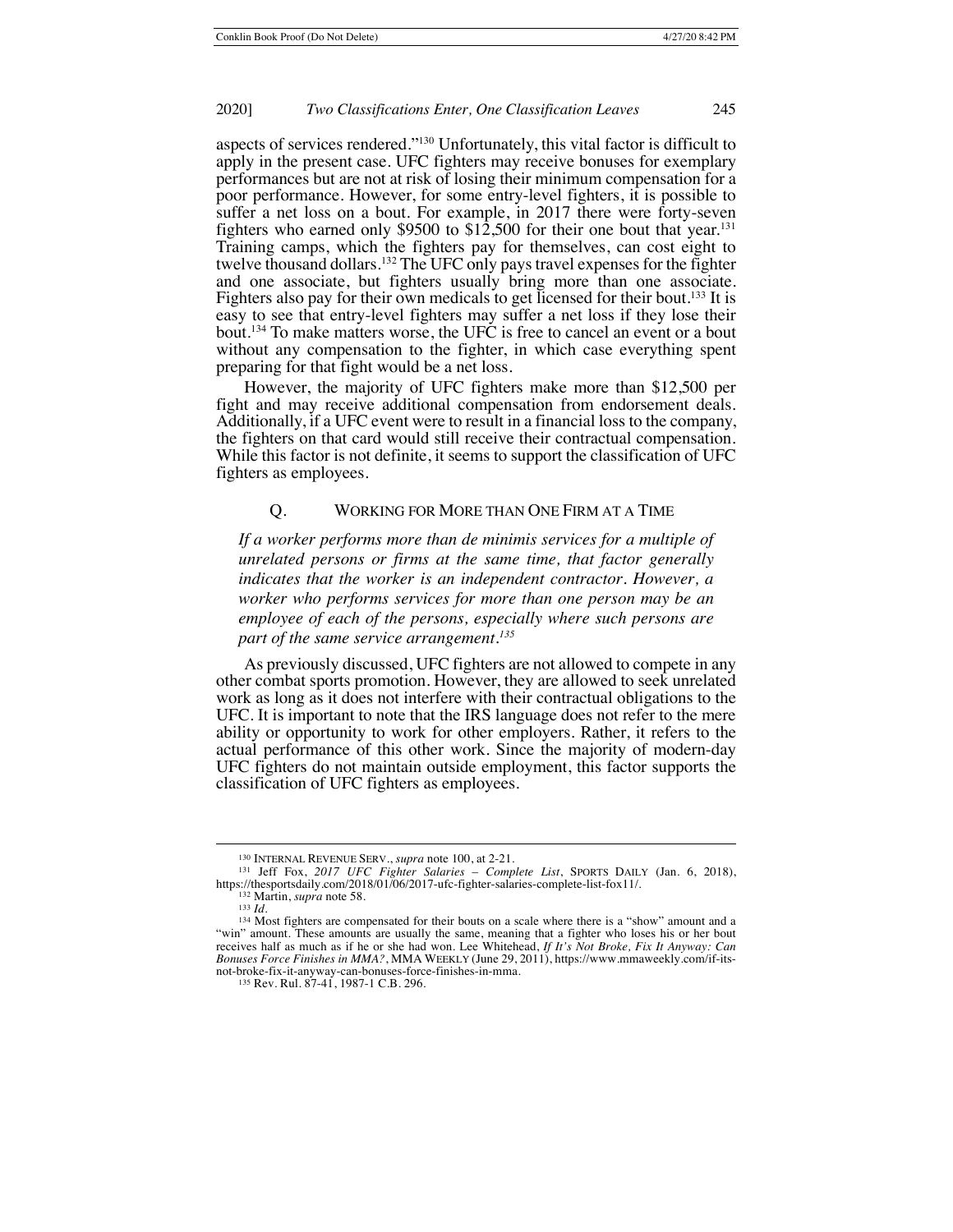aspects of services rendered."[130] Unfortunately, this vital factor is difficult to apply in the present case. UFC fighters may receive bonuses for exemplary performances but are not at risk of losing their minimum compensation for a poor performance. However, for some entry-level fighters, it is possible to suffer a net loss on a bout. For example, in 2017 there were forty-seven fighters who earned only $9500 to $12,500 for their one bout that year.[131] Training camps, which the fighters pay for themselves, can cost eight to twelve thousand dollars.[132] The UFC only pays travel expenses for the fighter and one associate, but fighters usually bring more than one associate. Fighters also pay for their own medicals to get licensed for their bout.[133] It is easy to see that entry-level fighters may suffer a net loss if they lose their bout.[134] To make matters worse, the UFC is free to cancel an event or a bout without any compensation to the fighter, in which case everything spent preparing for that fight would be a net loss.

However, the majority of UFC fighters make more than $12,500 per fight and may receive additional compensation from endorsement deals. Additionally, if a UFC event were to result in a financial loss to the company, the fighters on that card would still receive their contractual compensation. While this factor is not definite, it seems to support the classification of UFC fighters as employees.

### Q. Working for More than One Firm at a Time

> *If a worker performs more than de minimis services for a multiple of unrelated persons or firms at the same time, that factor generally indicates that the worker is an independent contractor. However, a worker who performs services for more than one person may be an employee of each of the persons, especially where such persons are part of the same service arrangement.*[135]

As previously discussed, UFC fighters are not allowed to compete in any other combat sports promotion. However, they are allowed to seek unrelated work as long as it does not interfere with their contractual obligations to the UFC. It is important to note that the IRS language does not refer to the mere ability or opportunity to work for other employers. Rather, it refers to the actual performance of this other work. Since the majority of modern-day UFC fighters do not maintain outside employment, this factor supports the classification of UFC fighters as employees.

---

[130] INTERNAL REVENUE SERV., *supra* note 100, at 2-21.

[131] Jeff Fox, *2017 UFC Fighter Salaries – Complete List*, SPORTS DAILY (Jan. 6, 2018), https://thesportsdaily.com/2018/01/06/2017-ufc-fighter-salaries-complete-list-fox11/.

[132] Martin, *supra* note 58.

[133] *Id.*

[134] Most fighters are compensated for their bouts on a scale where there is a "show" amount and a "win" amount. These amounts are usually the same, meaning that a fighter who loses his or her bout receives half as much as if he or she had won. Lee Whitehead, *If It's Not Broke, Fix It Anyway: Can Bonuses Force Finishes in MMA?*, MMA WEEKLY (June 29, 2011), https://www.mmaweekly.com/if-its-not-broke-fix-it-anyway-can-bonuses-force-finishes-in-mma.

[135] Rev. Rul. 87-41, 1987-1 C.B. 296.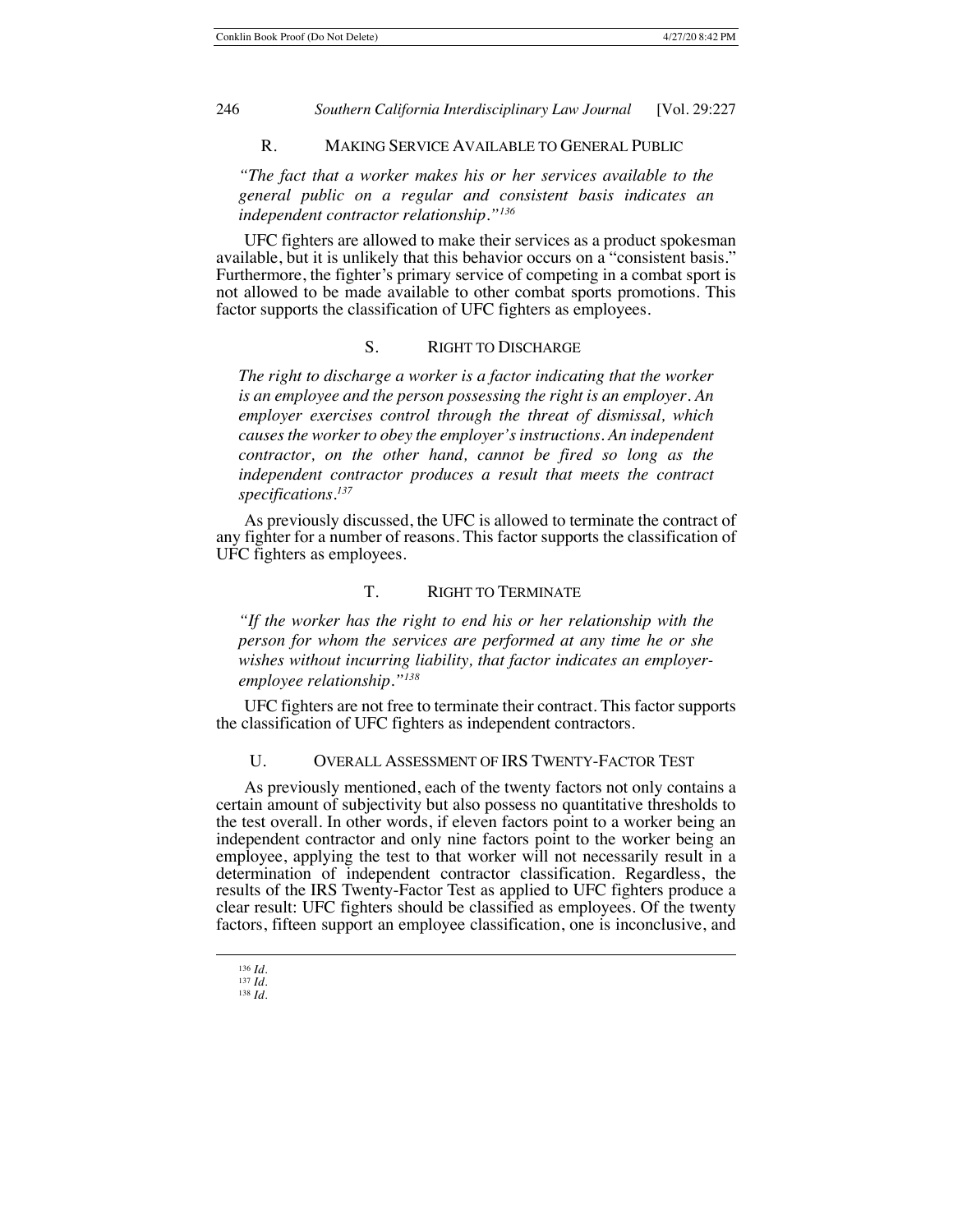### R. Making Service Available to General Public

> *"The fact that a worker makes his or her services available to the general public on a regular and consistent basis indicates an independent contractor relationship."*[136]

UFC fighters are allowed to make their services as a product spokesman available, but it is unlikely that this behavior occurs on a "consistent basis." Furthermore, the fighter's primary service of competing in a combat sport is not allowed to be made available to other combat sports promotions. This factor supports the classification of UFC fighters as employees.

### S. Right to Discharge

> *The right to discharge a worker is a factor indicating that the worker is an employee and the person possessing the right is an employer. An employer exercises control through the threat of dismissal, which causes the worker to obey the employer's instructions. An independent contractor, on the other hand, cannot be fired so long as the independent contractor produces a result that meets the contract specifications.*[137]

As previously discussed, the UFC is allowed to terminate the contract of any fighter for a number of reasons. This factor supports the classification of UFC fighters as employees.

### T. Right to Terminate

> *"If the worker has the right to end his or her relationship with the person for whom the services are performed at any time he or she wishes without incurring liability, that factor indicates an employer-employee relationship."*[138]

UFC fighters are not free to terminate their contract. This factor supports the classification of UFC fighters as independent contractors.

### U. Overall Assessment of IRS Twenty-Factor Test

As previously mentioned, each of the twenty factors not only contains a certain amount of subjectivity but also possess no quantitative thresholds to the test overall. In other words, if eleven factors point to a worker being an independent contractor and only nine factors point to the worker being an employee, applying the test to that worker will not necessarily result in a determination of independent contractor classification. Regardless, the results of the IRS Twenty-Factor Test as applied to UFC fighters produce a clear result: UFC fighters should be classified as employees. Of the twenty factors, fifteen support an employee classification, one is inconclusive, and

---

[136] *Id.*
[137] *Id.*
[138] *Id.*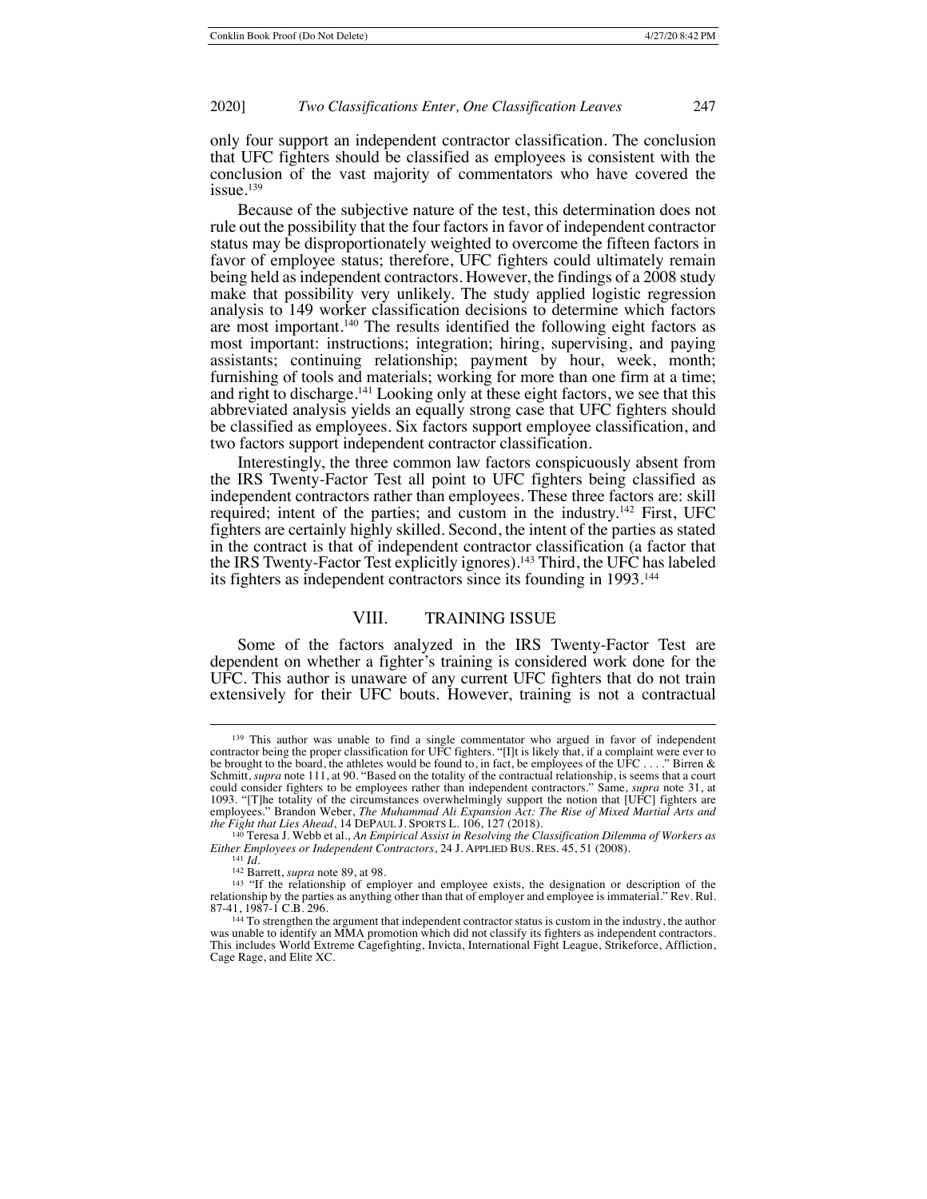only four support an independent contractor classification. The conclusion that UFC fighters should be classified as employees is consistent with the conclusion of the vast majority of commentators who have covered the issue.[139]

Because of the subjective nature of the test, this determination does not rule out the possibility that the four factors in favor of independent contractor status may be disproportionately weighted to overcome the fifteen factors in favor of employee status; therefore, UFC fighters could ultimately remain being held as independent contractors. However, the findings of a 2008 study make that possibility very unlikely. The study applied logistic regression analysis to 149 worker classification decisions to determine which factors are most important.[140] The results identified the following eight factors as most important: instructions; integration; hiring, supervising, and paying assistants; continuing relationship; payment by hour, week, month; furnishing of tools and materials; working for more than one firm at a time; and right to discharge.[141] Looking only at these eight factors, we see that this abbreviated analysis yields an equally strong case that UFC fighters should be classified as employees. Six factors support employee classification, and two factors support independent contractor classification.

Interestingly, the three common law factors conspicuously absent from the IRS Twenty-Factor Test all point to UFC fighters being classified as independent contractors rather than employees. These three factors are: skill required; intent of the parties; and custom in the industry.[142] First, UFC fighters are certainly highly skilled. Second, the intent of the parties as stated in the contract is that of independent contractor classification (a factor that the IRS Twenty-Factor Test explicitly ignores).[143] Third, the UFC has labeled its fighters as independent contractors since its founding in 1993.[144]

## VIII. TRAINING ISSUE

Some of the factors analyzed in the IRS Twenty-Factor Test are dependent on whether a fighter's training is considered work done for the UFC. This author is unaware of any current UFC fighters that do not train extensively for their UFC bouts. However, training is not a contractual

---

[139] This author was unable to find a single commentator who argued in favor of independent contractor being the proper classification for UFC fighters. "[I]t is likely that, if a complaint were ever to be brought to the board, the athletes would be found to, in fact, be employees of the UFC . . . ." Birren & Schmitt, *supra* note 111, at 90. "Based on the totality of the contractual relationship, is seems that a court could consider fighters to be employees rather than independent contractors." Same, *supra* note 31, at 1093. "[T]he totality of the circumstances overwhelmingly support the notion that [UFC] fighters are employees." Brandon Weber, *The Muhammad Ali Expansion Act: The Rise of Mixed Martial Arts and the Fight that Lies Ahead*, 14 DEPAUL J. SPORTS L. 106, 127 (2018).

[140] Teresa J. Webb et al., *An Empirical Assist in Resolving the Classification Dilemma of Workers as Either Employees or Independent Contractors*, 24 J. APPLIED BUS. RES. 45, 51 (2008).

[141] *Id.*

[142] Barrett, *supra* note 89, at 98.

[143] "If the relationship of employer and employee exists, the designation or description of the relationship by the parties as anything other than that of employer and employee is immaterial." Rev. Rul. 87-41, 1987-1 C.B. 296.

[144] To strengthen the argument that independent contractor status is custom in the industry, the author was unable to identify an MMA promotion which did not classify its fighters as independent contractors. This includes World Extreme Cagefighting, Invicta, International Fight League, Strikeforce, Affliction, Cage Rage, and Elite XC.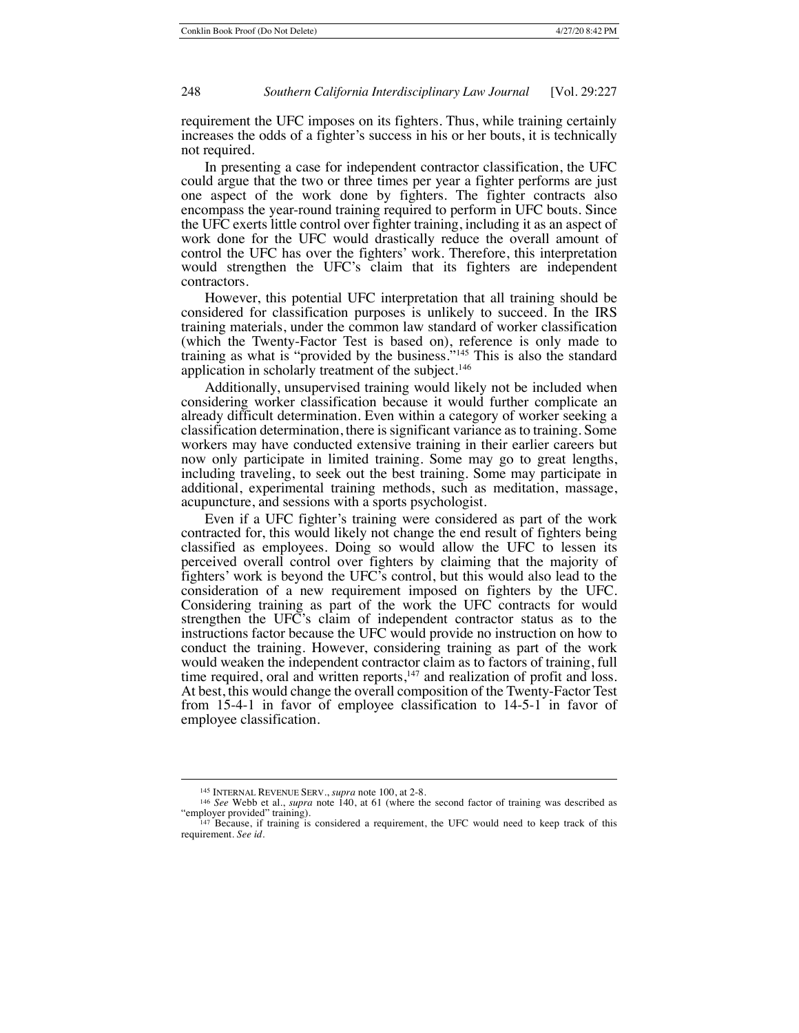requirement the UFC imposes on its fighters. Thus, while training certainly increases the odds of a fighter's success in his or her bouts, it is technically not required.

In presenting a case for independent contractor classification, the UFC could argue that the two or three times per year a fighter performs are just one aspect of the work done by fighters. The fighter contracts also encompass the year-round training required to perform in UFC bouts. Since the UFC exerts little control over fighter training, including it as an aspect of work done for the UFC would drastically reduce the overall amount of control the UFC has over the fighters' work. Therefore, this interpretation would strengthen the UFC's claim that its fighters are independent contractors.

However, this potential UFC interpretation that all training should be considered for classification purposes is unlikely to succeed. In the IRS training materials, under the common law standard of worker classification (which the Twenty-Factor Test is based on), reference is only made to training as what is "provided by the business."[145] This is also the standard application in scholarly treatment of the subject.[146]

Additionally, unsupervised training would likely not be included when considering worker classification because it would further complicate an already difficult determination. Even within a category of worker seeking a classification determination, there is significant variance as to training. Some workers may have conducted extensive training in their earlier careers but now only participate in limited training. Some may go to great lengths, including traveling, to seek out the best training. Some may participate in additional, experimental training methods, such as meditation, massage, acupuncture, and sessions with a sports psychologist.

Even if a UFC fighter's training were considered as part of the work contracted for, this would likely not change the end result of fighters being classified as employees. Doing so would allow the UFC to lessen its perceived overall control over fighters by claiming that the majority of fighters' work is beyond the UFC's control, but this would also lead to the consideration of a new requirement imposed on fighters by the UFC. Considering training as part of the work the UFC contracts for would strengthen the UFC's claim of independent contractor status as to the instructions factor because the UFC would provide no instruction on how to conduct the training. However, considering training as part of the work would weaken the independent contractor claim as to factors of training, full time required, oral and written reports,[147] and realization of profit and loss. At best, this would change the overall composition of the Twenty-Factor Test from 15-4-1 in favor of employee classification to 14-5-1 in favor of employee classification.

---

[145] INTERNAL REVENUE SERV., *supra* note 100, at 2-8.

[146] *See* Webb et al., *supra* note 140, at 61 (where the second factor of training was described as "employer provided" training).

[147] Because, if training is considered a requirement, the UFC would need to keep track of this requirement. *See id.*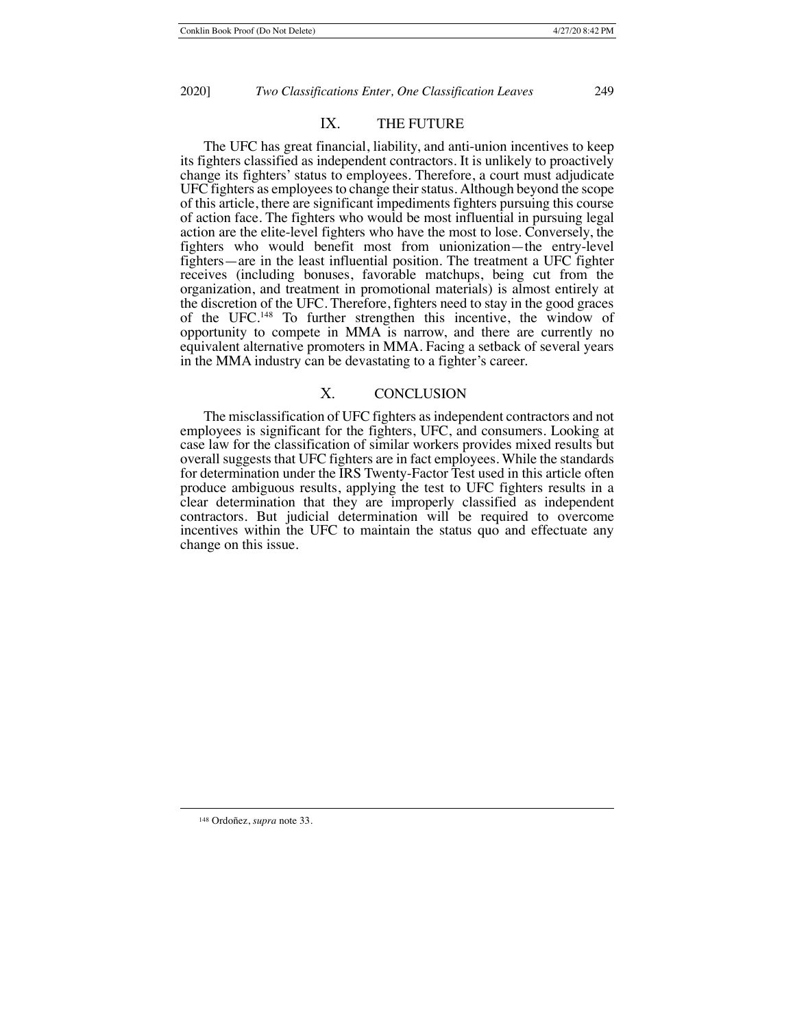## IX. THE FUTURE

The UFC has great financial, liability, and anti-union incentives to keep its fighters classified as independent contractors. It is unlikely to proactively change its fighters' status to employees. Therefore, a court must adjudicate UFC fighters as employees to change their status. Although beyond the scope of this article, there are significant impediments fighters pursuing this course of action face. The fighters who would be most influential in pursuing legal action are the elite-level fighters who have the most to lose. Conversely, the fighters who would benefit most from unionization—the entry-level fighters—are in the least influential position. The treatment a UFC fighter receives (including bonuses, favorable matchups, being cut from the organization, and treatment in promotional materials) is almost entirely at the discretion of the UFC. Therefore, fighters need to stay in the good graces of the UFC.[148] To further strengthen this incentive, the window of opportunity to compete in MMA is narrow, and there are currently no equivalent alternative promoters in MMA. Facing a setback of several years in the MMA industry can be devastating to a fighter's career.

## X. CONCLUSION

The misclassification of UFC fighters as independent contractors and not employees is significant for the fighters, UFC, and consumers. Looking at case law for the classification of similar workers provides mixed results but overall suggests that UFC fighters are in fact employees. While the standards for determination under the IRS Twenty-Factor Test used in this article often produce ambiguous results, applying the test to UFC fighters results in a clear determination that they are improperly classified as independent contractors. But judicial determination will be required to overcome incentives within the UFC to maintain the status quo and effectuate any change on this issue.

---

[148] Ordoñez, *supra* note 33.